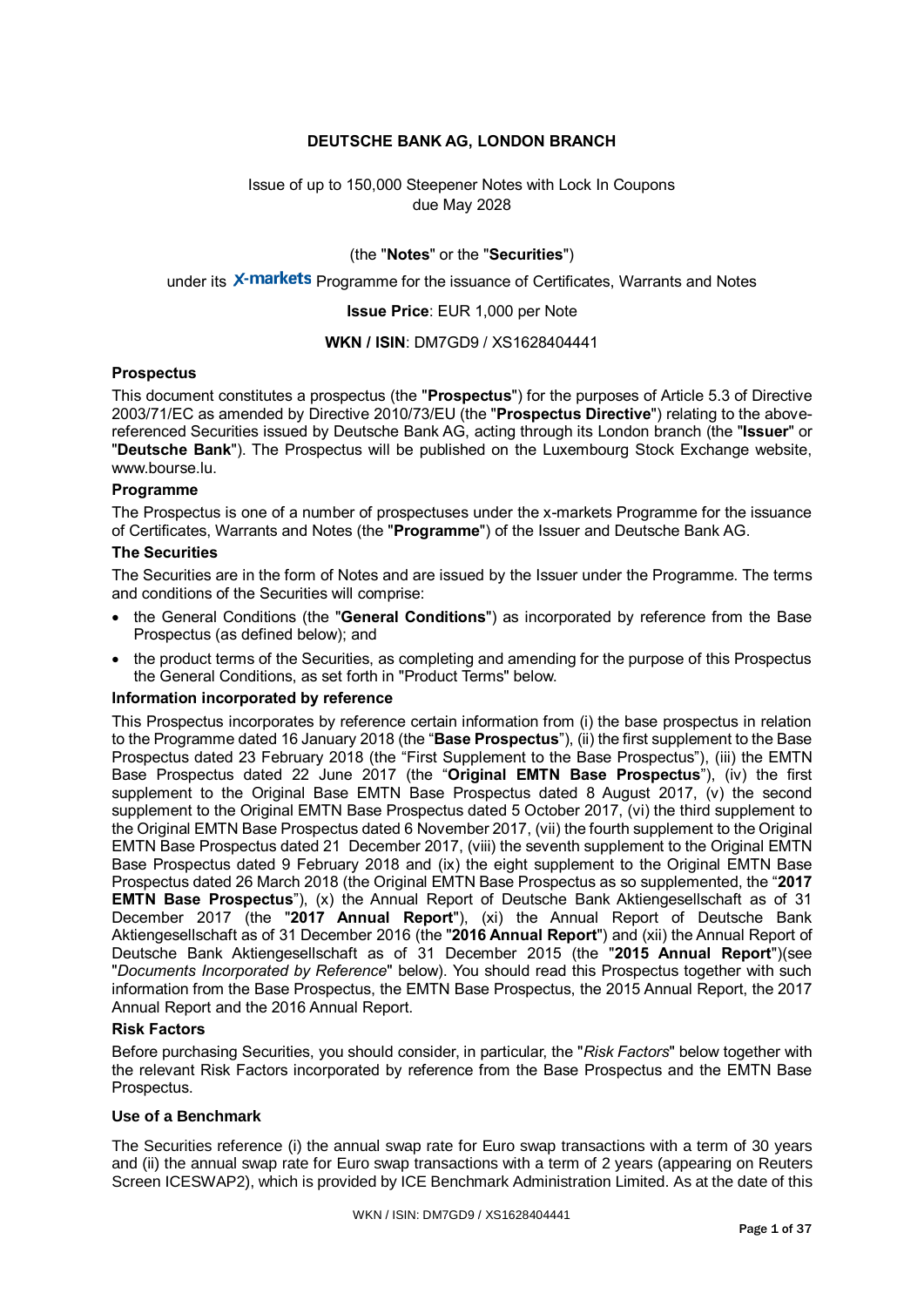**DEUTSCHE BANK AG, LONDON BRANCH**

Issue of up to 150,000 Steepener Notes with Lock In Coupons due May 2028

(the "**Notes**" or the "**Securities**")

under its X-markets Programme for the issuance of Certificates, Warrants and Notes

**Issue Price**: EUR 1,000 per Note

**WKN / ISIN**: DM7GD9 / XS1628404441

**Prospectus**

This document constitutes a prospectus (the "**Prospectus**") for the purposes of Article 5.3 of Directive 2003/71/EC as amended by Directive 2010/73/EU (the "**Prospectus Directive**") relating to the above-referenced Securities issued by Deutsche Bank AG, acting through its London branch (the "**Issuer**" or "**Deutsche Bank**"). The Prospectus will be published on the Luxembourg Stock Exchange website, www.bourse.lu.

**Programme**

The Prospectus is one of a number of prospectuses under the x-markets Programme for the issuance of Certificates, Warrants and Notes (the "**Programme**") of the Issuer and Deutsche Bank AG.

**The Securities**

The Securities are in the form of Notes and are issued by the Issuer under the Programme. The terms and conditions of the Securities will comprise:

- the General Conditions (the "**General Conditions**") as incorporated by reference from the Base Prospectus (as defined below); and
- the product terms of the Securities, as completing and amending for the purpose of this Prospectus the General Conditions, as set forth in "Product Terms" below.

**Information incorporated by reference**

This Prospectus incorporates by reference certain information from (i) the base prospectus in relation to the Programme dated 16 January 2018 (the "**Base Prospectus**"), (ii) the first supplement to the Base Prospectus dated 23 February 2018 (the "First Supplement to the Base Prospectus"), (iii) the EMTN Base Prospectus dated 22 June 2017 (the "**Original EMTN Base Prospectus**"), (iv) the first supplement to the Original Base EMTN Base Prospectus dated 8 August 2017, (v) the second supplement to the Original EMTN Base Prospectus dated 5 October 2017, (vi) the third supplement to the Original EMTN Base Prospectus dated 6 November 2017, (vii) the fourth supplement to the Original EMTN Base Prospectus dated 21 December 2017, (viii) the seventh supplement to the Original EMTN Base Prospectus dated 9 February 2018 and (ix) the eight supplement to the Original EMTN Base Prospectus dated 26 March 2018 (the Original EMTN Base Prospectus as so supplemented, the "**2017 EMTN Base Prospectus**"), (x) the Annual Report of Deutsche Bank Aktiengesellschaft as of 31 December 2017 (the "**2017 Annual Report**"), (xi) the Annual Report of Deutsche Bank Aktiengesellschaft as of 31 December 2016 (the "**2016 Annual Report**") and (xii) the Annual Report of Deutsche Bank Aktiengesellschaft as of 31 December 2015 (the "**2015 Annual Report**")(see "*Documents Incorporated by Reference*" below). You should read this Prospectus together with such information from the Base Prospectus, the EMTN Base Prospectus, the 2015 Annual Report, the 2017 Annual Report and the 2016 Annual Report.

**Risk Factors**

Before purchasing Securities, you should consider, in particular, the "*Risk Factors*" below together with the relevant Risk Factors incorporated by reference from the Base Prospectus and the EMTN Base Prospectus.

**Use of a Benchmark**

The Securities reference (i) the annual swap rate for Euro swap transactions with a term of 30 years and (ii) the annual swap rate for Euro swap transactions with a term of 2 years (appearing on Reuters Screen ICESWAP2), which is provided by ICE Benchmark Administration Limited. As at the date of this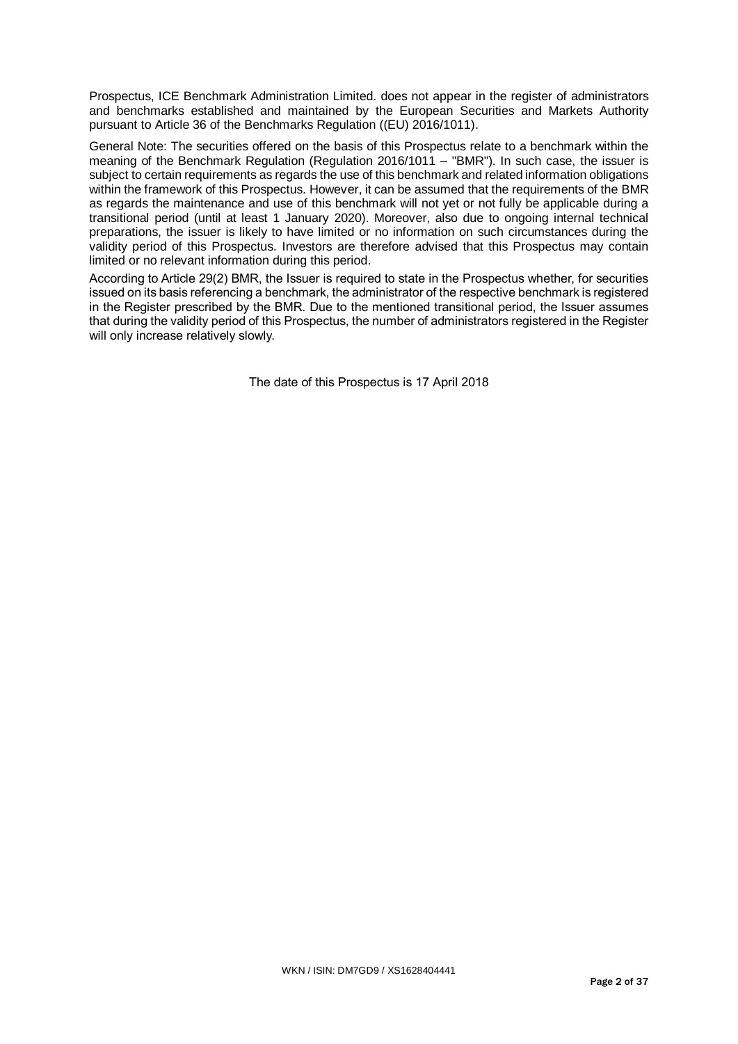Prospectus, ICE Benchmark Administration Limited. does not appear in the register of administrators and benchmarks established and maintained by the European Securities and Markets Authority pursuant to Article 36 of the Benchmarks Regulation ((EU) 2016/1011).

General Note: The securities offered on the basis of this Prospectus relate to a benchmark within the meaning of the Benchmark Regulation (Regulation 2016/1011 – "BMR"). In such case, the issuer is subject to certain requirements as regards the use of this benchmark and related information obligations within the framework of this Prospectus. However, it can be assumed that the requirements of the BMR as regards the maintenance and use of this benchmark will not yet or not fully be applicable during a transitional period (until at least 1 January 2020). Moreover, also due to ongoing internal technical preparations, the issuer is likely to have limited or no information on such circumstances during the validity period of this Prospectus. Investors are therefore advised that this Prospectus may contain limited or no relevant information during this period.

According to Article 29(2) BMR, the Issuer is required to state in the Prospectus whether, for securities issued on its basis referencing a benchmark, the administrator of the respective benchmark is registered in the Register prescribed by the BMR. Due to the mentioned transitional period, the Issuer assumes that during the validity period of this Prospectus, the number of administrators registered in the Register will only increase relatively slowly.

The date of this Prospectus is 17 April 2018

WKN / ISIN: DM7GD9 / XS1628404441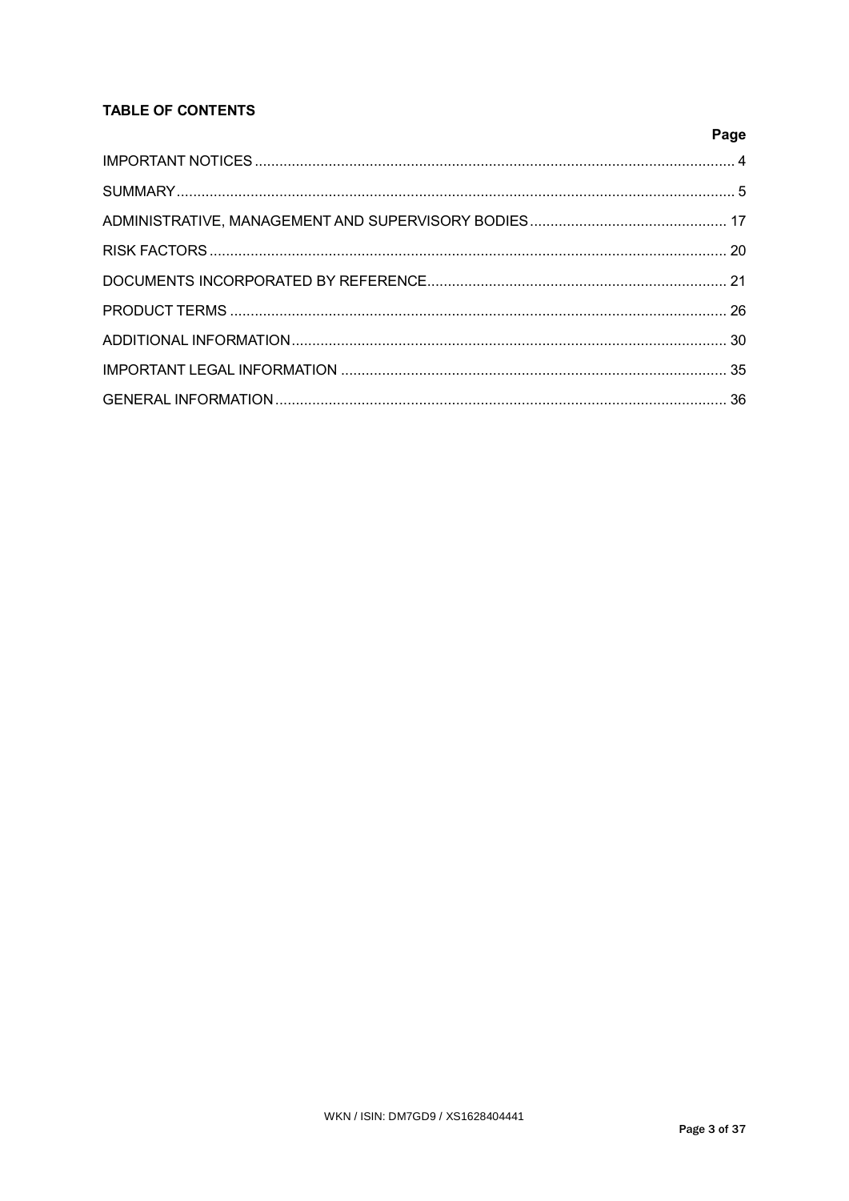**TABLE OF CONTENTS**

| | Page |
|---|---|
| IMPORTANT NOTICES | 4 |
| SUMMARY | 5 |
| ADMINISTRATIVE, MANAGEMENT AND SUPERVISORY BODIES | 17 |
| RISK FACTORS | 20 |
| DOCUMENTS INCORPORATED BY REFERENCE | 21 |
| PRODUCT TERMS | 26 |
| ADDITIONAL INFORMATION | 30 |
| IMPORTANT LEGAL INFORMATION | 35 |
| GENERAL INFORMATION | 36 |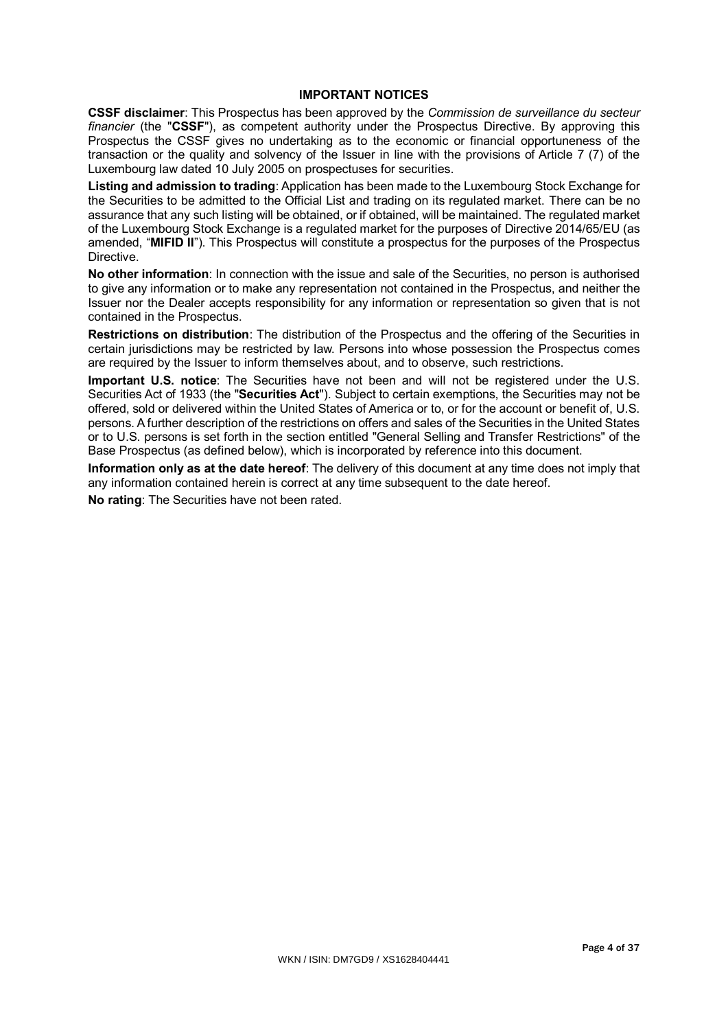## IMPORTANT NOTICES

**CSSF disclaimer**: This Prospectus has been approved by the *Commission de surveillance du secteur financier* (the "**CSSF**"), as competent authority under the Prospectus Directive. By approving this Prospectus the CSSF gives no undertaking as to the economic or financial opportuneness of the transaction or the quality and solvency of the Issuer in line with the provisions of Article 7 (7) of the Luxembourg law dated 10 July 2005 on prospectuses for securities.

**Listing and admission to trading**: Application has been made to the Luxembourg Stock Exchange for the Securities to be admitted to the Official List and trading on its regulated market. There can be no assurance that any such listing will be obtained, or if obtained, will be maintained. The regulated market of the Luxembourg Stock Exchange is a regulated market for the purposes of Directive 2014/65/EU (as amended, "**MIFID II**"). This Prospectus will constitute a prospectus for the purposes of the Prospectus Directive.

**No other information**: In connection with the issue and sale of the Securities, no person is authorised to give any information or to make any representation not contained in the Prospectus, and neither the Issuer nor the Dealer accepts responsibility for any information or representation so given that is not contained in the Prospectus.

**Restrictions on distribution**: The distribution of the Prospectus and the offering of the Securities in certain jurisdictions may be restricted by law. Persons into whose possession the Prospectus comes are required by the Issuer to inform themselves about, and to observe, such restrictions.

**Important U.S. notice**: The Securities have not been and will not be registered under the U.S. Securities Act of 1933 (the "**Securities Act**"). Subject to certain exemptions, the Securities may not be offered, sold or delivered within the United States of America or to, or for the account or benefit of, U.S. persons. A further description of the restrictions on offers and sales of the Securities in the United States or to U.S. persons is set forth in the section entitled "General Selling and Transfer Restrictions" of the Base Prospectus (as defined below), which is incorporated by reference into this document.

**Information only as at the date hereof**: The delivery of this document at any time does not imply that any information contained herein is correct at any time subsequent to the date hereof.

**No rating**: The Securities have not been rated.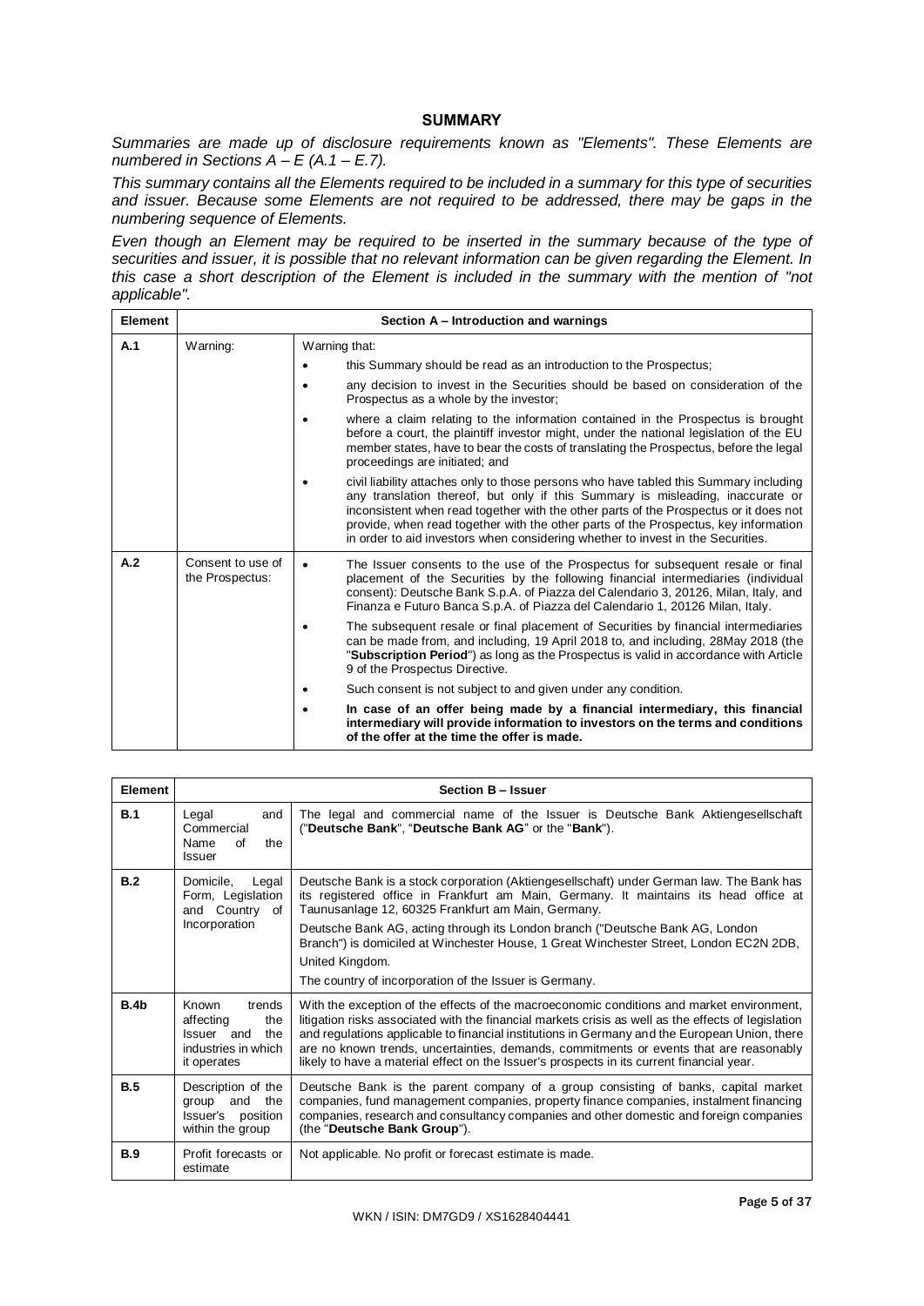## SUMMARY

*Summaries are made up of disclosure requirements known as "Elements". These Elements are numbered in Sections A – E (A.1 – E.7).*

*This summary contains all the Elements required to be included in a summary for this type of securities and issuer. Because some Elements are not required to be addressed, there may be gaps in the numbering sequence of Elements.*

*Even though an Element may be required to be inserted in the summary because of the type of securities and issuer, it is possible that no relevant information can be given regarding the Element. In this case a short description of the Element is included in the summary with the mention of "not applicable".*

| Element | Section A – Introduction and warnings | |
|---|---|---|
| A.1 | Warning: | Warning that:<br>• this Summary should be read as an introduction to the Prospectus;<br>• any decision to invest in the Securities should be based on consideration of the Prospectus as a whole by the investor;<br>• where a claim relating to the information contained in the Prospectus is brought before a court, the plaintiff investor might, under the national legislation of the EU member states, have to bear the costs of translating the Prospectus, before the legal proceedings are initiated; and<br>• civil liability attaches only to those persons who have tabled this Summary including any translation thereof, but only if this Summary is misleading, inaccurate or inconsistent when read together with the other parts of the Prospectus or it does not provide, when read together with the other parts of the Prospectus, key information in order to aid investors when considering whether to invest in the Securities. |
| A.2 | Consent to use of the Prospectus: | • The Issuer consents to the use of the Prospectus for subsequent resale or final placement of the Securities by the following financial intermediaries (individual consent): Deutsche Bank S.p.A. of Piazza del Calendario 3, 20126, Milan, Italy, and Finanza e Futuro Banca S.p.A. of Piazza del Calendario 1, 20126 Milan, Italy.<br>• The subsequent resale or final placement of Securities by financial intermediaries can be made from, and including, 19 April 2018 to, and including, 28May 2018 (the "**Subscription Period**") as long as the Prospectus is valid in accordance with Article 9 of the Prospectus Directive.<br>• Such consent is not subject to and given under any condition.<br>• **In case of an offer being made by a financial intermediary, this financial intermediary will provide information to investors on the terms and conditions of the offer at the time the offer is made.** |

| Element | Section B – Issuer | |
|---|---|---|
| B.1 | Legal and Commercial Name of the Issuer | The legal and commercial name of the Issuer is Deutsche Bank Aktiengesellschaft ("**Deutsche Bank**", "**Deutsche Bank AG**" or the "**Bank**"). |
| B.2 | Domicile, Legal Form, Legislation and Country of Incorporation | Deutsche Bank is a stock corporation (Aktiengesellschaft) under German law. The Bank has its registered office in Frankfurt am Main, Germany. It maintains its head office at Taunusanlage 12, 60325 Frankfurt am Main, Germany.<br>Deutsche Bank AG, acting through its London branch ("Deutsche Bank AG, London Branch") is domiciled at Winchester House, 1 Great Winchester Street, London EC2N 2DB, United Kingdom.<br>The country of incorporation of the Issuer is Germany. |
| B.4b | Known trends affecting the Issuer and the industries in which it operates | With the exception of the effects of the macroeconomic conditions and market environment, litigation risks associated with the financial markets crisis as well as the effects of legislation and regulations applicable to financial institutions in Germany and the European Union, there are no known trends, uncertainties, demands, commitments or events that are reasonably likely to have a material effect on the Issuer's prospects in its current financial year. |
| B.5 | Description of the group and the Issuer's position within the group | Deutsche Bank is the parent company of a group consisting of banks, capital market companies, fund management companies, property finance companies, instalment financing companies, research and consultancy companies and other domestic and foreign companies (the "**Deutsche Bank Group**"). |
| B.9 | Profit forecasts or estimate | Not applicable. No profit or forecast estimate is made. |

WKN / ISIN: DM7GD9 / XS1628404441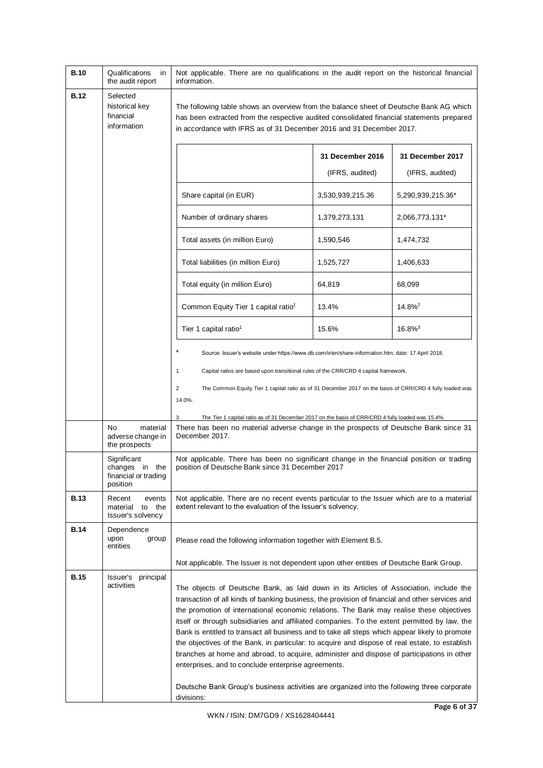| | | |
|---|---|---|
| **B.10** | Qualifications in the audit report | Not applicable. There are no qualifications in the audit report on the historical financial information. |
| **B.12** | Selected historical key financial information | The following table shows an overview from the balance sheet of Deutsche Bank AG which has been extracted from the respective audited consolidated financial statements prepared in accordance with IFRS as of 31 December 2016 and 31 December 2017. |

| | **31 December 2016** (IFRS, audited) | **31 December 2017** (IFRS, audited) |
|---|---|---|
| Share capital (in EUR) | 3,530,939,215.36 | 5,290,939,215.36* |
| Number of ordinary shares | 1,379,273,131 | 2,066,773,131* |
| Total assets (in million Euro) | 1,590,546 | 1,474,732 |
| Total liabilities (in million Euro) | 1,525,727 | 1,406,633 |
| Total equity (in million Euro) | 64,819 | 68,099 |
| Common Equity Tier 1 capital ratio[1] | 13.4% | 14.8%[2] |
| Tier 1 capital ratio[1] | 15.6% | 16.8%[3] |

\* Source: Issuer's website under https://www.db.com/ir/en/share-information.htm; date: 17 April 2018.

1 Capital ratios are based upon transitional rules of the CRR/CRD 4 capital framework.

2 The Common Equity Tier 1 capital ratio as of 31 December 2017 on the basis of CRR/CRD 4 fully loaded was 14.0%.

3 The Tier 1 capital ratio as of 31 December 2017 on the basis of CRR/CRD 4 fully loaded was 15.4%.

| | | |
|---|---|---|
| | No material adverse change in the prospects | There has been no material adverse change in the prospects of Deutsche Bank since 31 December 2017. |
| | Significant changes in the financial or trading position | Not applicable. There has been no significant change in the financial position or trading position of Deutsche Bank since 31 December 2017 |
| **B.13** | Recent events material to the Issuer's solvency | Not applicable. There are no recent events particular to the Issuer which are to a material extent relevant to the evaluation of the Issuer's solvency. |
| **B.14** | Dependence upon group entities | Please read the following information together with Element B.5.<br><br>Not applicable. The Issuer is not dependent upon other entities of Deutsche Bank Group. |
| **B.15** | Issuer's principal activities | The objects of Deutsche Bank, as laid down in its Articles of Association, include the transaction of all kinds of banking business, the provision of financial and other services and the promotion of international economic relations. The Bank may realise these objectives itself or through subsidiaries and affiliated companies. To the extent permitted by law, the Bank is entitled to transact all business and to take all steps which appear likely to promote the objectives of the Bank, in particular: to acquire and dispose of real estate, to establish branches at home and abroad, to acquire, administer and dispose of participations in other enterprises, and to conclude enterprise agreements.<br><br>Deutsche Bank Group's business activities are organized into the following three corporate divisions: |

WKN / ISIN: DM7GD9 / XS1628404441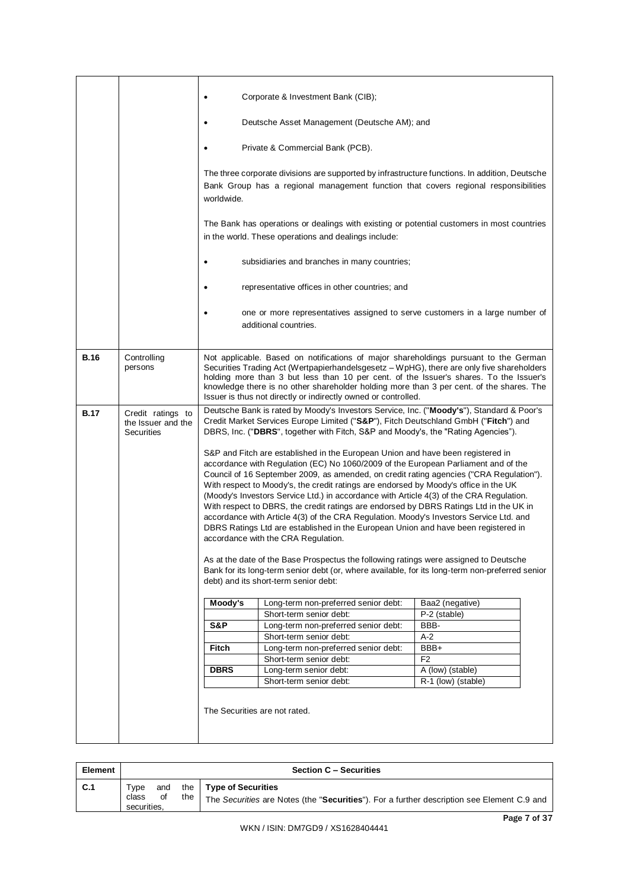| | | • Corporate & Investment Bank (CIB);<br>• Deutsche Asset Management (Deutsche AM); and<br>• Private & Commercial Bank (PCB).<br><br>The three corporate divisions are supported by infrastructure functions. In addition, Deutsche Bank Group has a regional management function that covers regional responsibilities worldwide.<br><br>The Bank has operations or dealings with existing or potential customers in most countries in the world. These operations and dealings include:<br><br>• subsidiaries and branches in many countries;<br>• representative offices in other countries; and<br>• one or more representatives assigned to serve customers in a large number of additional countries. |
|---|---|---|
| **B.16** | Controlling persons | Not applicable. Based on notifications of major shareholdings pursuant to the German Securities Trading Act (Wertpapierhandelsgesetz – WpHG), there are only five shareholders holding more than 3 but less than 10 per cent. of the Issuer's shares. To the Issuer's knowledge there is no other shareholder holding more than 3 per cent. of the shares. The Issuer is thus not directly or indirectly owned or controlled. |
| **B.17** | Credit ratings to the Issuer and the Securities | Deutsche Bank is rated by Moody's Investors Service, Inc. ("**Moody's**"), Standard & Poor's Credit Market Services Europe Limited ("**S&P**"), Fitch Deutschland GmbH ("**Fitch**") and DBRS, Inc. ("**DBRS**", together with Fitch, S&P and Moody's, the "Rating Agencies").<br><br>S&P and Fitch are established in the European Union and have been registered in accordance with Regulation (EC) No 1060/2009 of the European Parliament and of the Council of 16 September 2009, as amended, on credit rating agencies ("CRA Regulation"). With respect to Moody's, the credit ratings are endorsed by Moody's office in the UK (Moody's Investors Service Ltd.) in accordance with Article 4(3) of the CRA Regulation. With respect to DBRS, the credit ratings are endorsed by DBRS Ratings Ltd in the UK in accordance with Article 4(3) of the CRA Regulation. Moody's Investors Service Ltd. and DBRS Ratings Ltd are established in the European Union and have been registered in accordance with the CRA Regulation.<br><br>As at the date of the Base Prospectus the following ratings were assigned to Deutsche Bank for its long-term senior debt (or, where available, for its long-term non-preferred senior debt) and its short-term senior debt:<br><br>**Moody's** — Long-term non-preferred senior debt: Baa2 (negative); Short-term senior debt: P-2 (stable)<br>**S&P** — Long-term non-preferred senior debt: BBB-; Short-term senior debt: A-2<br>**Fitch** — Long-term non-preferred senior debt: BBB+; Short-term senior debt: F2<br>**DBRS** — Long-term senior debt: A (low) (stable); Short-term senior debt: R-1 (low) (stable)<br><br>The Securities are not rated. |

| Element | Section C – Securities | |
|---|---|---|
| **C.1** | Type and the class of the securities, | **Type of Securities**<br>The *Securities* are Notes (the "**Securities**"). For a further description see Element C.9 and |

WKN / ISIN: DM7GD9 / XS1628404441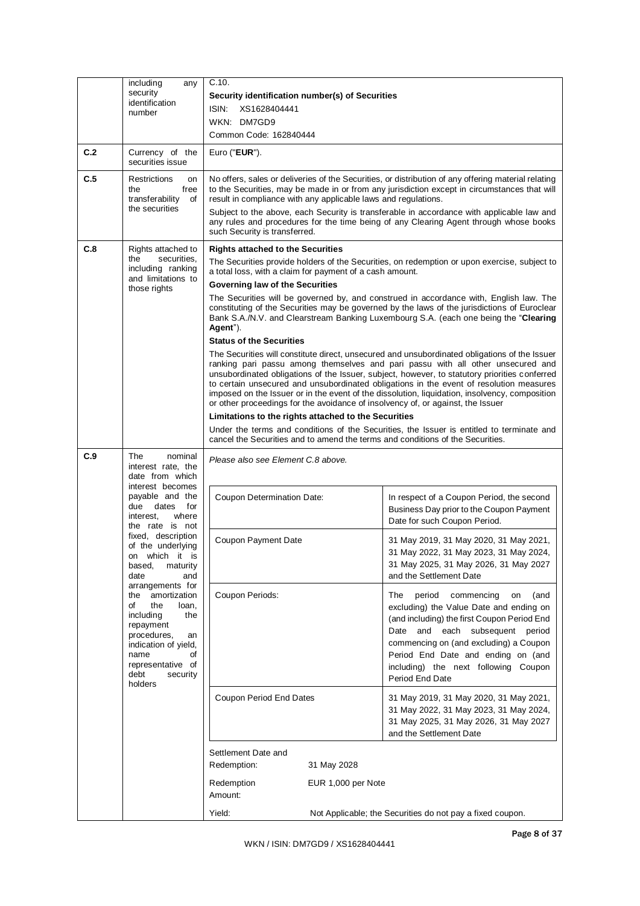| | | |
|---|---|---|
| | including any security identification number | C.10.<br>**Security identification number(s) of Securities**<br>ISIN: XS1628404441<br>WKN: DM7GD9<br>Common Code: 162840444 |
| **C.2** | Currency of the securities issue | Euro ("**EUR**"). |
| **C.5** | Restrictions on the free transferability of the securities | No offers, sales or deliveries of the Securities, or distribution of any offering material relating to the Securities, may be made in or from any jurisdiction except in circumstances that will result in compliance with any applicable laws and regulations.<br>Subject to the above, each Security is transferable in accordance with applicable law and any rules and procedures for the time being of any Clearing Agent through whose books such Security is transferred. |
| **C.8** | Rights attached to the securities, including ranking and limitations to those rights | **Rights attached to the Securities**<br>The Securities provide holders of the Securities, on redemption or upon exercise, subject to a total loss, with a claim for payment of a cash amount.<br>**Governing law of the Securities**<br>The Securities will be governed by, and construed in accordance with, English law. The constituting of the Securities may be governed by the laws of the jurisdictions of Euroclear Bank S.A./N.V. and Clearstream Banking Luxembourg S.A. (each one being the "**Clearing Agent**").<br>**Status of the Securities**<br>The Securities will constitute direct, unsecured and unsubordinated obligations of the Issuer ranking pari passu among themselves and pari passu with all other unsecured and unsubordinated obligations of the Issuer, subject, however, to statutory priorities conferred to certain unsecured and unsubordinated obligations in the event of resolution measures imposed on the Issuer or in the event of the dissolution, liquidation, insolvency, composition or other proceedings for the avoidance of insolvency of, or against, the Issuer<br>**Limitations to the rights attached to the Securities**<br>Under the terms and conditions of the Securities, the Issuer is entitled to terminate and cancel the Securities and to amend the terms and conditions of the Securities. |
| **C.9** | The nominal interest rate, the date from which interest becomes payable and the due dates for interest, where the rate is not fixed, description of the underlying on which it is based, maturity date and arrangements for the amortization of the loan, including the repayment procedures, an indication of yield, name of representative of debt security holders | *Please also see Element C.8 above.* |

| | |
|---|---|
| Coupon Determination Date: | In respect of a Coupon Period, the second Business Day prior to the Coupon Payment Date for such Coupon Period. |
| Coupon Payment Date | 31 May 2019, 31 May 2020, 31 May 2021, 31 May 2022, 31 May 2023, 31 May 2024, 31 May 2025, 31 May 2026, 31 May 2027 and the Settlement Date |
| Coupon Periods: | The period commencing on (and excluding) the Value Date and ending on (and including) the first Coupon Period End Date and each subsequent period commencing on (and excluding) a Coupon Period End Date and ending on (and including) the next following Coupon Period End Date |
| Coupon Period End Dates | 31 May 2019, 31 May 2020, 31 May 2021, 31 May 2022, 31 May 2023, 31 May 2024, 31 May 2025, 31 May 2026, 31 May 2027 and the Settlement Date |

Settlement Date and Redemption: 31 May 2028

Redemption Amount: EUR 1,000 per Note

Yield: Not Applicable; the Securities do not pay a fixed coupon.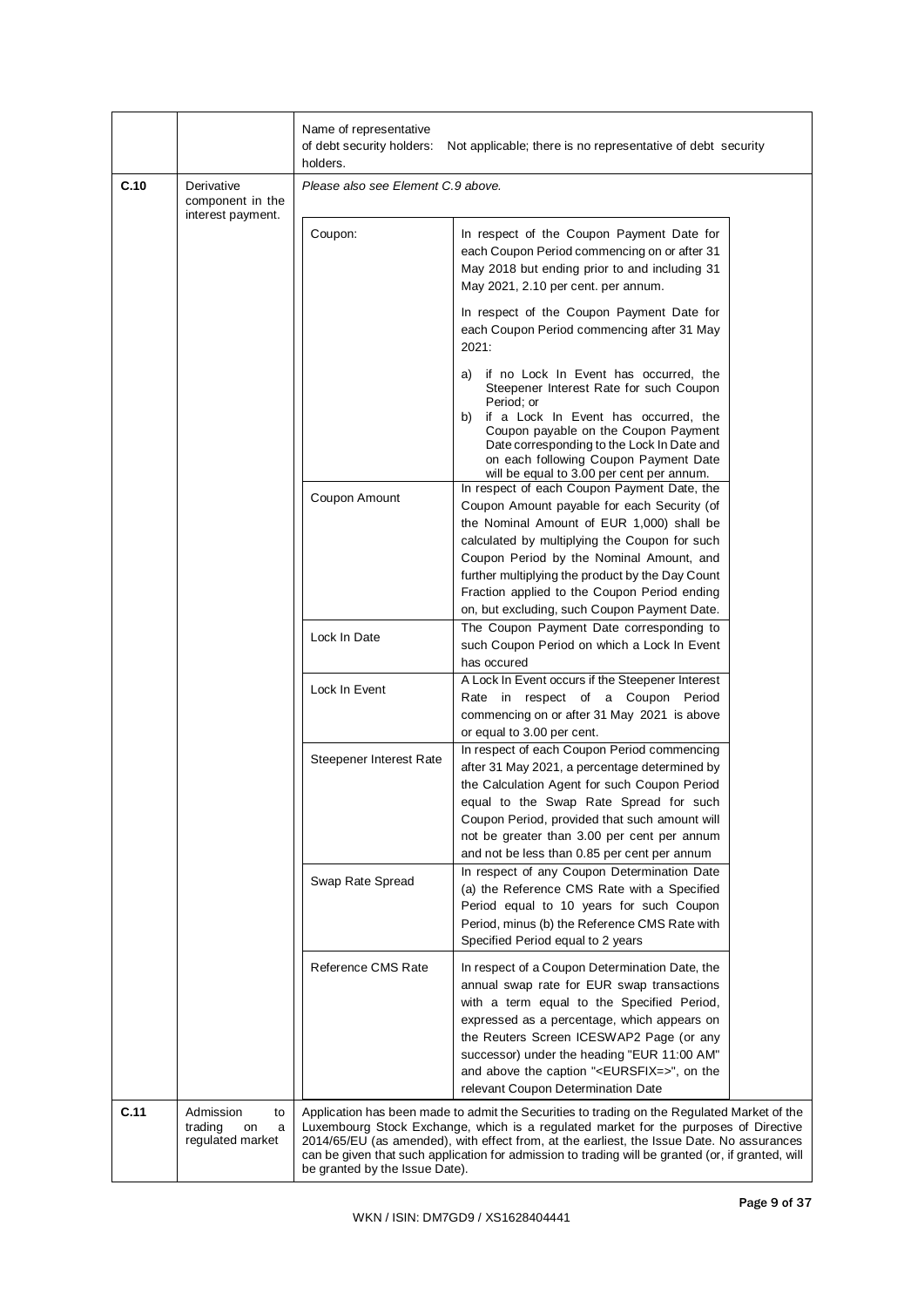| | | |
|---|---|---|
| | | Name of representative of debt security holders: Not applicable; there is no representative of debt security holders. |
| **C.10** | Derivative component in the interest payment. | *Please also see Element C.9 above.* <br><br> **Coupon:** In respect of the Coupon Payment Date for each Coupon Period commencing on or after 31 May 2018 but ending prior to and including 31 May 2021, 2.10 per cent. per annum. <br><br> In respect of the Coupon Payment Date for each Coupon Period commencing after 31 May 2021: <br> a) if no Lock In Event has occurred, the Steepener Interest Rate for such Coupon Period; or <br> b) if a Lock In Event has occurred, the Coupon payable on the Coupon Payment Date corresponding to the Lock In Date and on each following Coupon Payment Date will be equal to 3.00 per cent per annum. <br><br> **Coupon Amount:** In respect of each Coupon Payment Date, the Coupon Amount payable for each Security (of the Nominal Amount of EUR 1,000) shall be calculated by multiplying the Coupon for such Coupon Period by the Nominal Amount, and further multiplying the product by the Day Count Fraction applied to the Coupon Period ending on, but excluding, such Coupon Payment Date. <br><br> **Lock In Date:** The Coupon Payment Date corresponding to such Coupon Period on which a Lock In Event has occured <br><br> **Lock In Event:** A Lock In Event occurs if the Steepener Interest Rate in respect of a Coupon Period commencing on or after 31 May 2021 is above or equal to 3.00 per cent. <br><br> **Steepener Interest Rate:** In respect of each Coupon Period commencing after 31 May 2021, a percentage determined by the Calculation Agent for such Coupon Period equal to the Swap Rate Spread for such Coupon Period, provided that such amount will not be greater than 3.00 per cent per annum and not be less than 0.85 per cent per annum <br><br> **Swap Rate Spread:** In respect of any Coupon Determination Date (a) the Reference CMS Rate with a Specified Period equal to 10 years for such Coupon Period, minus (b) the Reference CMS Rate with Specified Period equal to 2 years <br><br> **Reference CMS Rate:** In respect of a Coupon Determination Date, the annual swap rate for EUR swap transactions with a term equal to the Specified Period, expressed as a percentage, which appears on the Reuters Screen ICESWAP2 Page (or any successor) under the heading "EUR 11:00 AM" and above the caption "<EURSFIX=>", on the relevant Coupon Determination Date |
| **C.11** | Admission to trading on a regulated market | Application has been made to admit the Securities to trading on the Regulated Market of the Luxembourg Stock Exchange, which is a regulated market for the purposes of Directive 2014/65/EU (as amended), with effect from, at the earliest, the Issue Date. No assurances can be given that such application for admission to trading will be granted (or, if granted, will be granted by the Issue Date). |

WKN / ISIN: DM7GD9 / XS1628404441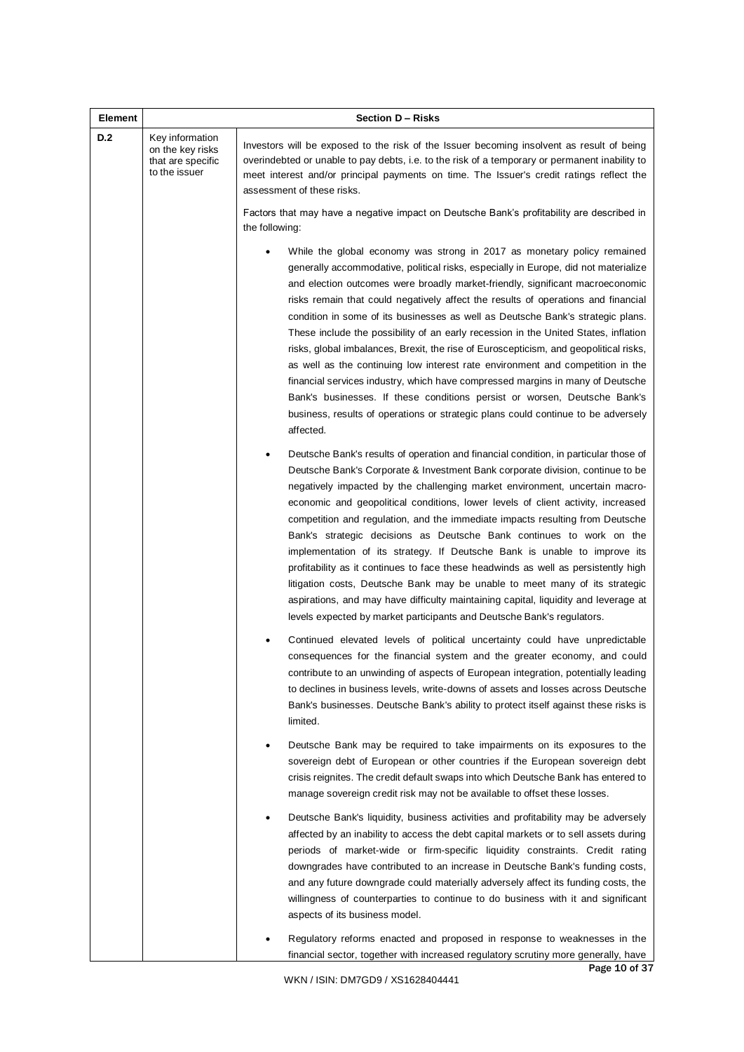| Element | Section D – Risks | |
|---|---|---|
| D.2 | Key information on the key risks that are specific to the issuer | Investors will be exposed to the risk of the Issuer becoming insolvent as result of being overindebted or unable to pay debts, i.e. to the risk of a temporary or permanent inability to meet interest and/or principal payments on time. The Issuer's credit ratings reflect the assessment of these risks.<br><br>Factors that may have a negative impact on Deutsche Bank's profitability are described in the following:<br><br>• While the global economy was strong in 2017 as monetary policy remained generally accommodative, political risks, especially in Europe, did not materialize and election outcomes were broadly market-friendly, significant macroeconomic risks remain that could negatively affect the results of operations and financial condition in some of its businesses as well as Deutsche Bank's strategic plans. These include the possibility of an early recession in the United States, inflation risks, global imbalances, Brexit, the rise of Euroscepticism, and geopolitical risks, as well as the continuing low interest rate environment and competition in the financial services industry, which have compressed margins in many of Deutsche Bank's businesses. If these conditions persist or worsen, Deutsche Bank's business, results of operations or strategic plans could continue to be adversely affected.<br><br>• Deutsche Bank's results of operation and financial condition, in particular those of Deutsche Bank's Corporate & Investment Bank corporate division, continue to be negatively impacted by the challenging market environment, uncertain macro-economic and geopolitical conditions, lower levels of client activity, increased competition and regulation, and the immediate impacts resulting from Deutsche Bank's strategic decisions as Deutsche Bank continues to work on the implementation of its strategy. If Deutsche Bank is unable to improve its profitability as it continues to face these headwinds as well as persistently high litigation costs, Deutsche Bank may be unable to meet many of its strategic aspirations, and may have difficulty maintaining capital, liquidity and leverage at levels expected by market participants and Deutsche Bank's regulators.<br><br>• Continued elevated levels of political uncertainty could have unpredictable consequences for the financial system and the greater economy, and could contribute to an unwinding of aspects of European integration, potentially leading to declines in business levels, write-downs of assets and losses across Deutsche Bank's businesses. Deutsche Bank's ability to protect itself against these risks is limited.<br><br>• Deutsche Bank may be required to take impairments on its exposures to the sovereign debt of European or other countries if the European sovereign debt crisis reignites. The credit default swaps into which Deutsche Bank has entered to manage sovereign credit risk may not be available to offset these losses.<br><br>• Deutsche Bank's liquidity, business activities and profitability may be adversely affected by an inability to access the debt capital markets or to sell assets during periods of market-wide or firm-specific liquidity constraints. Credit rating downgrades have contributed to an increase in Deutsche Bank's funding costs, and any future downgrade could materially adversely affect its funding costs, the willingness of counterparties to continue to do business with it and significant aspects of its business model.<br><br>• Regulatory reforms enacted and proposed in response to weaknesses in the financial sector, together with increased regulatory scrutiny more generally, have |

WKN / ISIN: DM7GD9 / XS1628404441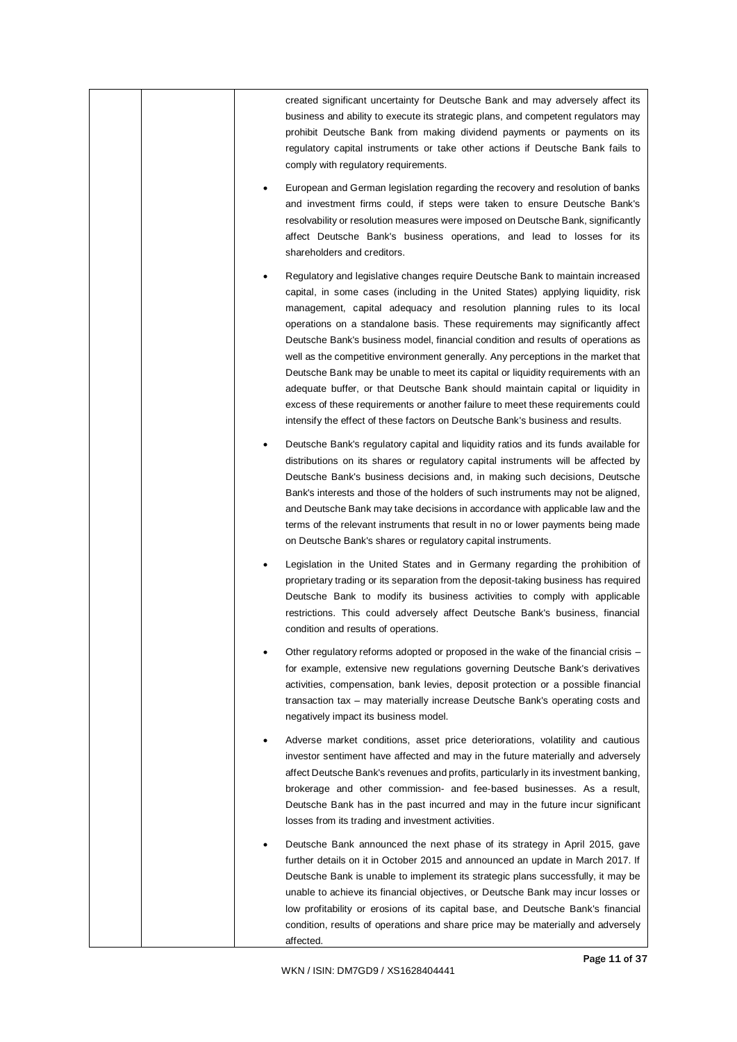created significant uncertainty for Deutsche Bank and may adversely affect its business and ability to execute its strategic plans, and competent regulators may prohibit Deutsche Bank from making dividend payments or payments on its regulatory capital instruments or take other actions if Deutsche Bank fails to comply with regulatory requirements.

- European and German legislation regarding the recovery and resolution of banks and investment firms could, if steps were taken to ensure Deutsche Bank's resolvability or resolution measures were imposed on Deutsche Bank, significantly affect Deutsche Bank's business operations, and lead to losses for its shareholders and creditors.
- Regulatory and legislative changes require Deutsche Bank to maintain increased capital, in some cases (including in the United States) applying liquidity, risk management, capital adequacy and resolution planning rules to its local operations on a standalone basis. These requirements may significantly affect Deutsche Bank's business model, financial condition and results of operations as well as the competitive environment generally. Any perceptions in the market that Deutsche Bank may be unable to meet its capital or liquidity requirements with an adequate buffer, or that Deutsche Bank should maintain capital or liquidity in excess of these requirements or another failure to meet these requirements could intensify the effect of these factors on Deutsche Bank's business and results.
- Deutsche Bank's regulatory capital and liquidity ratios and its funds available for distributions on its shares or regulatory capital instruments will be affected by Deutsche Bank's business decisions and, in making such decisions, Deutsche Bank's interests and those of the holders of such instruments may not be aligned, and Deutsche Bank may take decisions in accordance with applicable law and the terms of the relevant instruments that result in no or lower payments being made on Deutsche Bank's shares or regulatory capital instruments.
- Legislation in the United States and in Germany regarding the prohibition of proprietary trading or its separation from the deposit-taking business has required Deutsche Bank to modify its business activities to comply with applicable restrictions. This could adversely affect Deutsche Bank's business, financial condition and results of operations.
- Other regulatory reforms adopted or proposed in the wake of the financial crisis – for example, extensive new regulations governing Deutsche Bank's derivatives activities, compensation, bank levies, deposit protection or a possible financial transaction tax – may materially increase Deutsche Bank's operating costs and negatively impact its business model.
- Adverse market conditions, asset price deteriorations, volatility and cautious investor sentiment have affected and may in the future materially and adversely affect Deutsche Bank's revenues and profits, particularly in its investment banking, brokerage and other commission- and fee-based businesses. As a result, Deutsche Bank has in the past incurred and may in the future incur significant losses from its trading and investment activities.
- Deutsche Bank announced the next phase of its strategy in April 2015, gave further details on it in October 2015 and announced an update in March 2017. If Deutsche Bank is unable to implement its strategic plans successfully, it may be unable to achieve its financial objectives, or Deutsche Bank may incur losses or low profitability or erosions of its capital base, and Deutsche Bank's financial condition, results of operations and share price may be materially and adversely affected.

WKN / ISIN: DM7GD9 / XS1628404441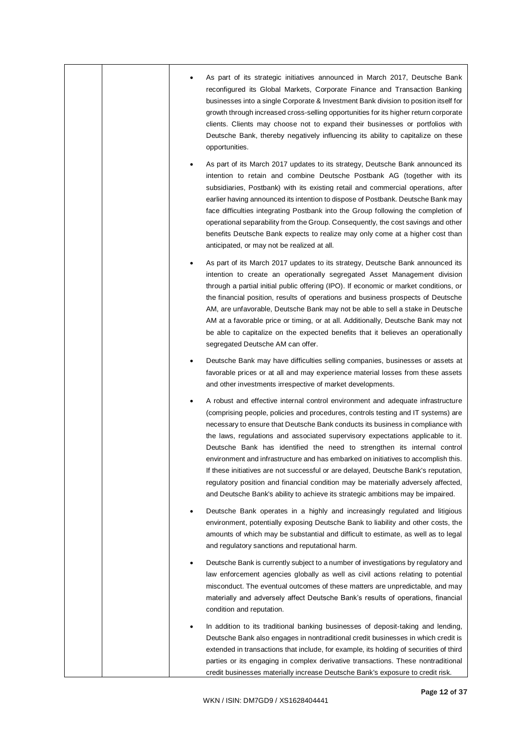- As part of its strategic initiatives announced in March 2017, Deutsche Bank reconfigured its Global Markets, Corporate Finance and Transaction Banking businesses into a single Corporate & Investment Bank division to position itself for growth through increased cross-selling opportunities for its higher return corporate clients. Clients may choose not to expand their businesses or portfolios with Deutsche Bank, thereby negatively influencing its ability to capitalize on these opportunities.

- As part of its March 2017 updates to its strategy, Deutsche Bank announced its intention to retain and combine Deutsche Postbank AG (together with its subsidiaries, Postbank) with its existing retail and commercial operations, after earlier having announced its intention to dispose of Postbank. Deutsche Bank may face difficulties integrating Postbank into the Group following the completion of operational separability from the Group. Consequently, the cost savings and other benefits Deutsche Bank expects to realize may only come at a higher cost than anticipated, or may not be realized at all.

- As part of its March 2017 updates to its strategy, Deutsche Bank announced its intention to create an operationally segregated Asset Management division through a partial initial public offering (IPO). If economic or market conditions, or the financial position, results of operations and business prospects of Deutsche AM, are unfavorable, Deutsche Bank may not be able to sell a stake in Deutsche AM at a favorable price or timing, or at all. Additionally, Deutsche Bank may not be able to capitalize on the expected benefits that it believes an operationally segregated Deutsche AM can offer.

- Deutsche Bank may have difficulties selling companies, businesses or assets at favorable prices or at all and may experience material losses from these assets and other investments irrespective of market developments.

- A robust and effective internal control environment and adequate infrastructure (comprising people, policies and procedures, controls testing and IT systems) are necessary to ensure that Deutsche Bank conducts its business in compliance with the laws, regulations and associated supervisory expectations applicable to it. Deutsche Bank has identified the need to strengthen its internal control environment and infrastructure and has embarked on initiatives to accomplish this. If these initiatives are not successful or are delayed, Deutsche Bank's reputation, regulatory position and financial condition may be materially adversely affected, and Deutsche Bank's ability to achieve its strategic ambitions may be impaired.

- Deutsche Bank operates in a highly and increasingly regulated and litigious environment, potentially exposing Deutsche Bank to liability and other costs, the amounts of which may be substantial and difficult to estimate, as well as to legal and regulatory sanctions and reputational harm.

- Deutsche Bank is currently subject to a number of investigations by regulatory and law enforcement agencies globally as well as civil actions relating to potential misconduct. The eventual outcomes of these matters are unpredictable, and may materially and adversely affect Deutsche Bank's results of operations, financial condition and reputation.

- In addition to its traditional banking businesses of deposit-taking and lending, Deutsche Bank also engages in nontraditional credit businesses in which credit is extended in transactions that include, for example, its holding of securities of third parties or its engaging in complex derivative transactions. These nontraditional credit businesses materially increase Deutsche Bank's exposure to credit risk.

WKN / ISIN: DM7GD9 / XS1628404441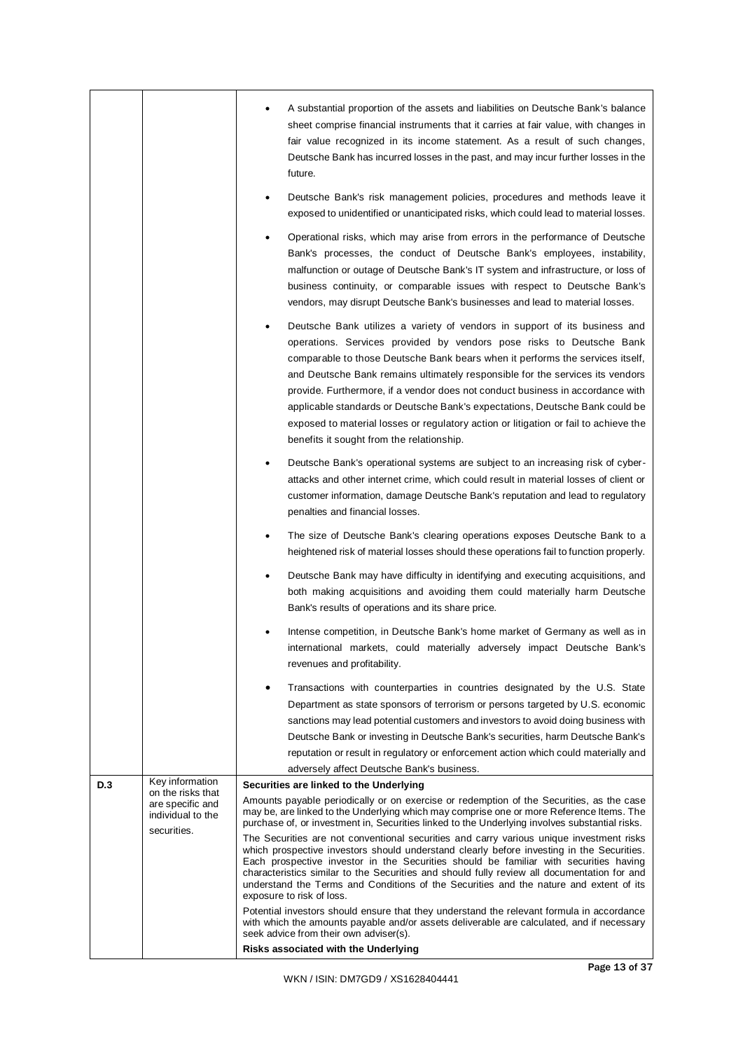| | | |
|---|---|---|
| | | • A substantial proportion of the assets and liabilities on Deutsche Bank's balance sheet comprise financial instruments that it carries at fair value, with changes in fair value recognized in its income statement. As a result of such changes, Deutsche Bank has incurred losses in the past, and may incur further losses in the future.<br><br>• Deutsche Bank's risk management policies, procedures and methods leave it exposed to unidentified or unanticipated risks, which could lead to material losses.<br><br>• Operational risks, which may arise from errors in the performance of Deutsche Bank's processes, the conduct of Deutsche Bank's employees, instability, malfunction or outage of Deutsche Bank's IT system and infrastructure, or loss of business continuity, or comparable issues with respect to Deutsche Bank's vendors, may disrupt Deutsche Bank's businesses and lead to material losses.<br><br>• Deutsche Bank utilizes a variety of vendors in support of its business and operations. Services provided by vendors pose risks to Deutsche Bank comparable to those Deutsche Bank bears when it performs the services itself, and Deutsche Bank remains ultimately responsible for the services its vendors provide. Furthermore, if a vendor does not conduct business in accordance with applicable standards or Deutsche Bank's expectations, Deutsche Bank could be exposed to material losses or regulatory action or litigation or fail to achieve the benefits it sought from the relationship.<br><br>• Deutsche Bank's operational systems are subject to an increasing risk of cyber-attacks and other internet crime, which could result in material losses of client or customer information, damage Deutsche Bank's reputation and lead to regulatory penalties and financial losses.<br><br>• The size of Deutsche Bank's clearing operations exposes Deutsche Bank to a heightened risk of material losses should these operations fail to function properly.<br><br>• Deutsche Bank may have difficulty in identifying and executing acquisitions, and both making acquisitions and avoiding them could materially harm Deutsche Bank's results of operations and its share price.<br><br>• Intense competition, in Deutsche Bank's home market of Germany as well as in international markets, could materially adversely impact Deutsche Bank's revenues and profitability.<br><br>• Transactions with counterparties in countries designated by the U.S. State Department as state sponsors of terrorism or persons targeted by U.S. economic sanctions may lead potential customers and investors to avoid doing business with Deutsche Bank or investing in Deutsche Bank's securities, harm Deutsche Bank's reputation or result in regulatory or enforcement action which could materially and adversely affect Deutsche Bank's business. |
| D.3 | Key information on the risks that are specific and individual to the securities. | **Securities are linked to the Underlying**<br><br>Amounts payable periodically or on exercise or redemption of the Securities, as the case may be, are linked to the Underlying which may comprise one or more Reference Items. The purchase of, or investment in, Securities linked to the Underlying involves substantial risks.<br><br>The Securities are not conventional securities and carry various unique investment risks which prospective investors should understand clearly before investing in the Securities. Each prospective investor in the Securities should be familiar with securities having characteristics similar to the Securities and should fully review all documentation for and understand the Terms and Conditions of the Securities and the nature and extent of its exposure to risk of loss.<br><br>Potential investors should ensure that they understand the relevant formula in accordance with which the amounts payable and/or assets deliverable are calculated, and if necessary seek advice from their own adviser(s).<br><br>**Risks associated with the Underlying** |

WKN / ISIN: DM7GD9 / XS1628404441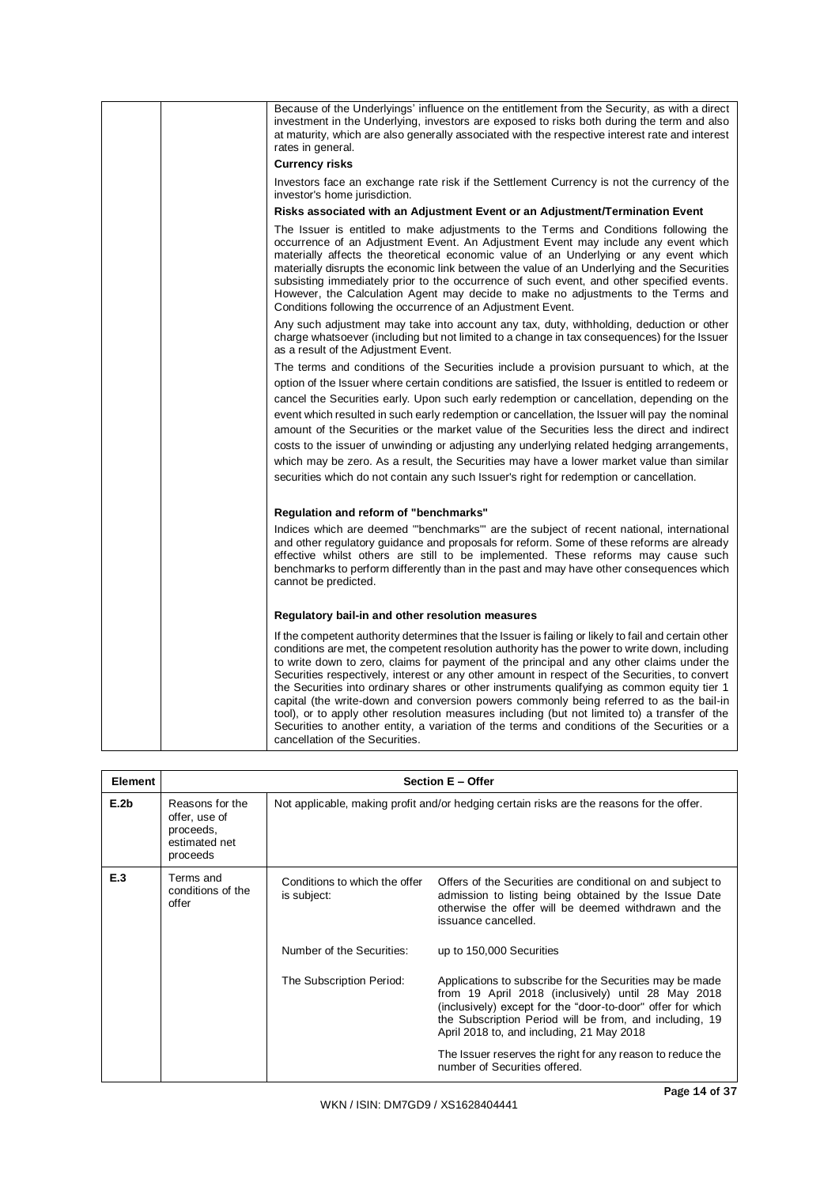| | | |
|---|---|---|
| | | Because of the Underlyings' influence on the entitlement from the Security, as with a direct investment in the Underlying, investors are exposed to risks both during the term and also at maturity, which are also generally associated with the respective interest rate and interest rates in general.<br><br>**Currency risks**<br><br>Investors face an exchange rate risk if the Settlement Currency is not the currency of the investor's home jurisdiction.<br><br>**Risks associated with an Adjustment Event or an Adjustment/Termination Event**<br><br>The Issuer is entitled to make adjustments to the Terms and Conditions following the occurrence of an Adjustment Event. An Adjustment Event may include any event which materially affects the theoretical economic value of an Underlying or any event which materially disrupts the economic link between the value of an Underlying and the Securities subsisting immediately prior to the occurrence of such event, and other specified events. However, the Calculation Agent may decide to make no adjustments to the Terms and Conditions following the occurrence of an Adjustment Event.<br><br>Any such adjustment may take into account any tax, duty, withholding, deduction or other charge whatsoever (including but not limited to a change in tax consequences) for the Issuer as a result of the Adjustment Event.<br><br>The terms and conditions of the Securities include a provision pursuant to which, at the option of the Issuer where certain conditions are satisfied, the Issuer is entitled to redeem or cancel the Securities early. Upon such early redemption or cancellation, depending on the event which resulted in such early redemption or cancellation, the Issuer will pay the nominal amount of the Securities or the market value of the Securities less the direct and indirect costs to the issuer of unwinding or adjusting any underlying related hedging arrangements, which may be zero. As a result, the Securities may have a lower market value than similar securities which do not contain any such Issuer's right for redemption or cancellation.<br><br>**Regulation and reform of "benchmarks"**<br><br>Indices which are deemed "'benchmarks'" are the subject of recent national, international and other regulatory guidance and proposals for reform. Some of these reforms are already effective whilst others are still to be implemented. These reforms may cause such benchmarks to perform differently than in the past and may have other consequences which cannot be predicted.<br><br>**Regulatory bail-in and other resolution measures**<br><br>If the competent authority determines that the Issuer is failing or likely to fail and certain other conditions are met, the competent resolution authority has the power to write down, including to write down to zero, claims for payment of the principal and any other claims under the Securities respectively, interest or any other amount in respect of the Securities, to convert the Securities into ordinary shares or other instruments qualifying as common equity tier 1 capital (the write-down and conversion powers commonly being referred to as the bail-in tool), or to apply other resolution measures including (but not limited to) a transfer of the Securities to another entity, a variation of the terms and conditions of the Securities or a cancellation of the Securities. |

| Element | Section E – Offer | | |
|---|---|---|---|
| **E.2b** | Reasons for the offer, use of proceeds, estimated net proceeds | Not applicable, making profit and/or hedging certain risks are the reasons for the offer. | |
| **E.3** | Terms and conditions of the offer | Conditions to which the offer is subject: | Offers of the Securities are conditional on and subject to admission to listing being obtained by the Issue Date otherwise the offer will be deemed withdrawn and the issuance cancelled. |
| | | Number of the Securities: | up to 150,000 Securities |
| | | The Subscription Period: | Applications to subscribe for the Securities may be made from 19 April 2018 (inclusively) until 28 May 2018 (inclusively) except for the "door-to-door" offer for which the Subscription Period will be from, and including, 19 April 2018 to, and including, 21 May 2018<br><br>The Issuer reserves the right for any reason to reduce the number of Securities offered. |

WKN / ISIN: DM7GD9 / XS1628404441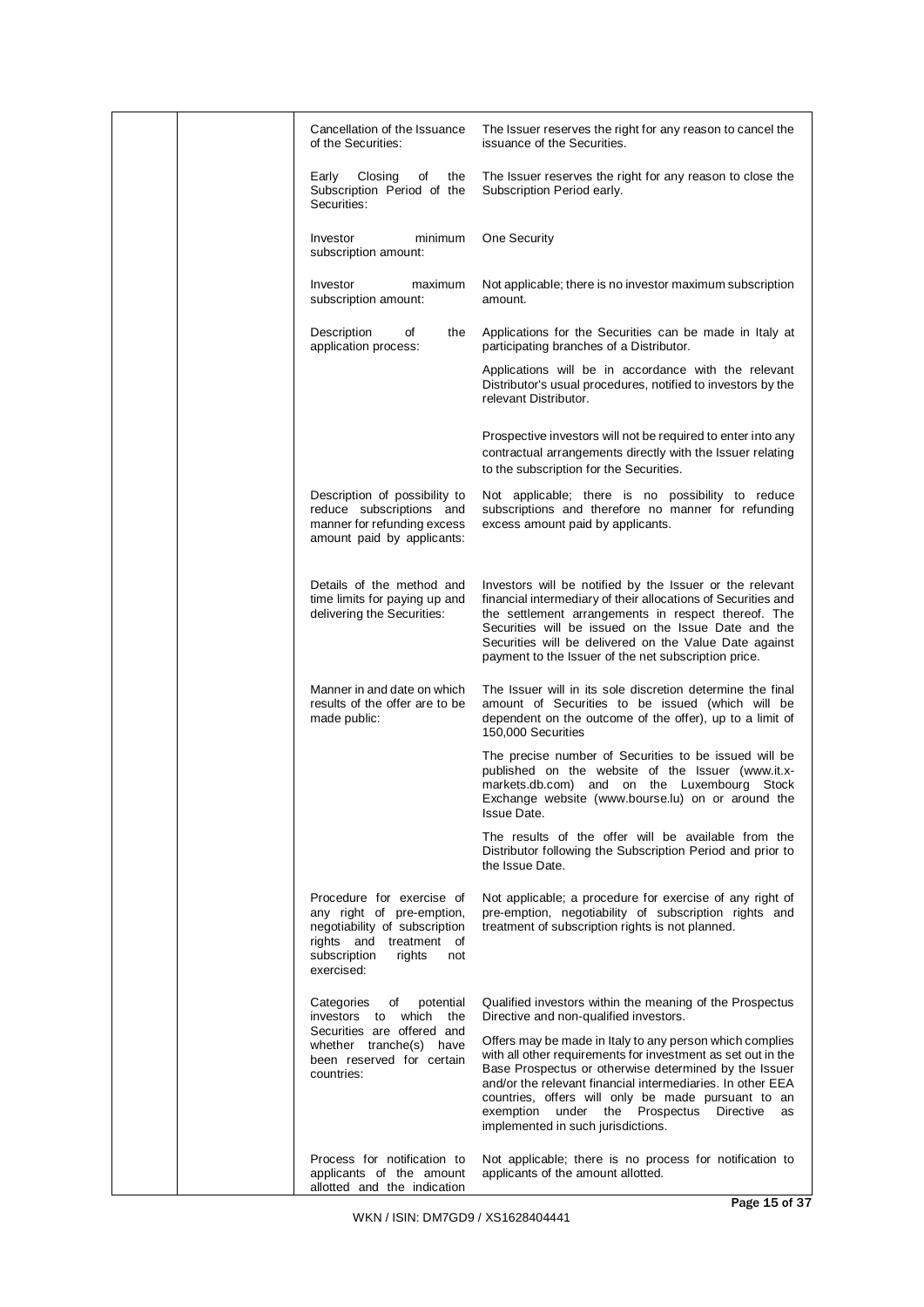| | | | |
|---|---|---|---|
| | | Cancellation of the Issuance of the Securities: | The Issuer reserves the right for any reason to cancel the issuance of the Securities. |
| | | Early Closing of the Subscription Period of the Securities: | The Issuer reserves the right for any reason to close the Subscription Period early. |
| | | Investor minimum subscription amount: | One Security |
| | | Investor maximum subscription amount: | Not applicable; there is no investor maximum subscription amount. |
| | | Description of the application process: | Applications for the Securities can be made in Italy at participating branches of a Distributor.<br><br>Applications will be in accordance with the relevant Distributor's usual procedures, notified to investors by the relevant Distributor.<br><br>Prospective investors will not be required to enter into any contractual arrangements directly with the Issuer relating to the subscription for the Securities. |
| | | Description of possibility to reduce subscriptions and manner for refunding excess amount paid by applicants: | Not applicable; there is no possibility to reduce subscriptions and therefore no manner for refunding excess amount paid by applicants. |
| | | Details of the method and time limits for paying up and delivering the Securities: | Investors will be notified by the Issuer or the relevant financial intermediary of their allocations of Securities and the settlement arrangements in respect thereof. The Securities will be issued on the Issue Date and the Securities will be delivered on the Value Date against payment to the Issuer of the net subscription price. |
| | | Manner in and date on which results of the offer are to be made public: | The Issuer will in its sole discretion determine the final amount of Securities to be issued (which will be dependent on the outcome of the offer), up to a limit of 150,000 Securities<br><br>The precise number of Securities to be issued will be published on the website of the Issuer (www.it.x-markets.db.com) and on the Luxembourg Stock Exchange website (www.bourse.lu) on or around the Issue Date.<br><br>The results of the offer will be available from the Distributor following the Subscription Period and prior to the Issue Date. |
| | | Procedure for exercise of any right of pre-emption, negotiability of subscription rights and treatment of subscription rights not exercised: | Not applicable; a procedure for exercise of any right of pre-emption, negotiability of subscription rights and treatment of subscription rights is not planned. |
| | | Categories of potential investors to which the Securities are offered and whether tranche(s) have been reserved for certain countries: | Qualified investors within the meaning of the Prospectus Directive and non-qualified investors.<br><br>Offers may be made in Italy to any person which complies with all other requirements for investment as set out in the Base Prospectus or otherwise determined by the Issuer and/or the relevant financial intermediaries. In other EEA countries, offers will only be made pursuant to an exemption under the Prospectus Directive as implemented in such jurisdictions. |
| | | Process for notification to applicants of the amount allotted and the indication | Not applicable; there is no process for notification to applicants of the amount allotted. |

WKN / ISIN: DM7GD9 / XS1628404441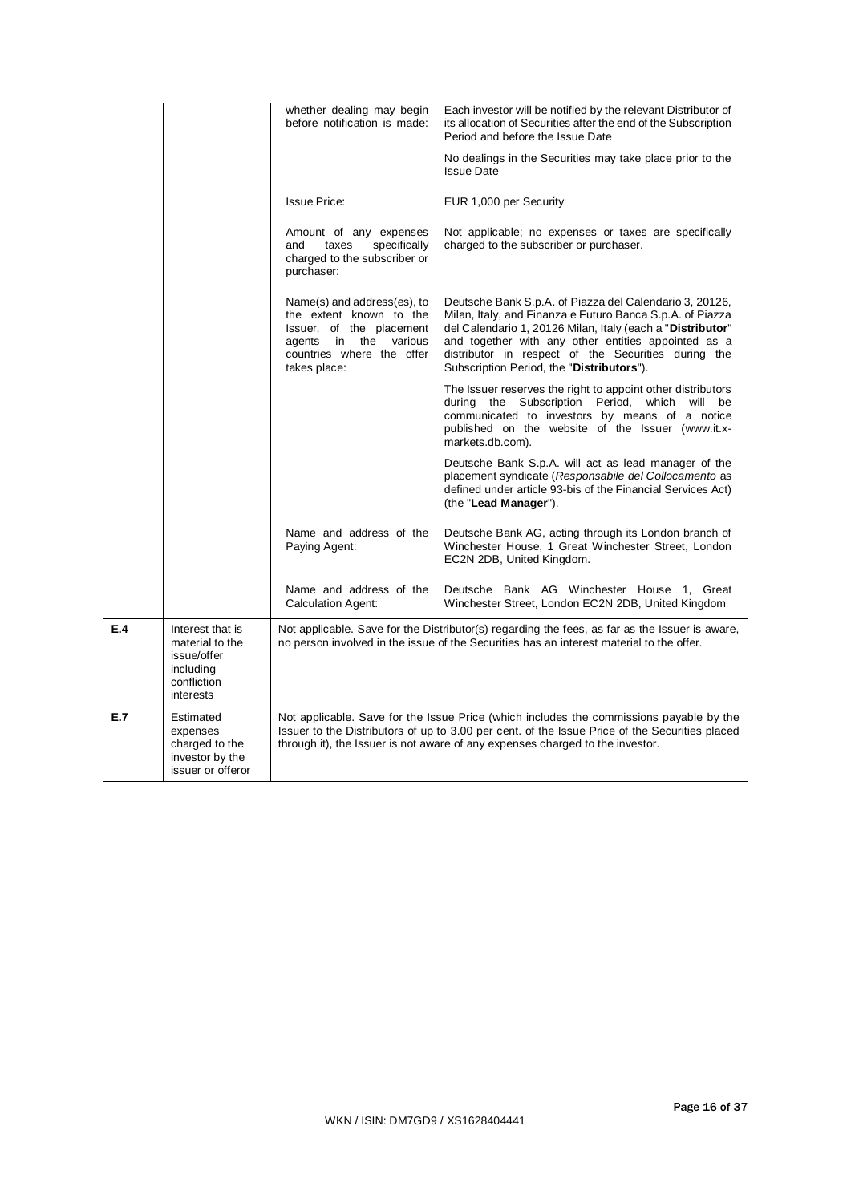| | | | |
|---|---|---|---|
| | | whether dealing may begin before notification is made: | Each investor will be notified by the relevant Distributor of its allocation of Securities after the end of the Subscription Period and before the Issue Date<br><br>No dealings in the Securities may take place prior to the Issue Date |
| | | Issue Price: | EUR 1,000 per Security |
| | | Amount of any expenses and taxes specifically charged to the subscriber or purchaser: | Not applicable; no expenses or taxes are specifically charged to the subscriber or purchaser. |
| | | Name(s) and address(es), to the extent known to the Issuer, of the placement agents in the various countries where the offer takes place: | Deutsche Bank S.p.A. of Piazza del Calendario 3, 20126, Milan, Italy, and Finanza e Futuro Banca S.p.A. of Piazza del Calendario 1, 20126 Milan, Italy (each a "**Distributor**" and together with any other entities appointed as a distributor in respect of the Securities during the Subscription Period, the "**Distributors**").<br><br>The Issuer reserves the right to appoint other distributors during the Subscription Period, which will be communicated to investors by means of a notice published on the website of the Issuer (www.it.x-markets.db.com).<br><br>Deutsche Bank S.p.A. will act as lead manager of the placement syndicate (*Responsabile del Collocamento* as defined under article 93-bis of the Financial Services Act) (the "**Lead Manager**"). |
| | | Name and address of the Paying Agent: | Deutsche Bank AG, acting through its London branch of Winchester House, 1 Great Winchester Street, London EC2N 2DB, United Kingdom. |
| | | Name and address of the Calculation Agent: | Deutsche Bank AG Winchester House 1, Great Winchester Street, London EC2N 2DB, United Kingdom |
| **E.4** | Interest that is material to the issue/offer including confliction interests | Not applicable. Save for the Distributor(s) regarding the fees, as far as the Issuer is aware, no person involved in the issue of the Securities has an interest material to the offer. | |
| **E.7** | Estimated expenses charged to the investor by the issuer or offeror | Not applicable. Save for the Issue Price (which includes the commissions payable by the Issuer to the Distributors of up to 3.00 per cent. of the Issue Price of the Securities placed through it), the Issuer is not aware of any expenses charged to the investor. | |

WKN / ISIN: DM7GD9 / XS1628404441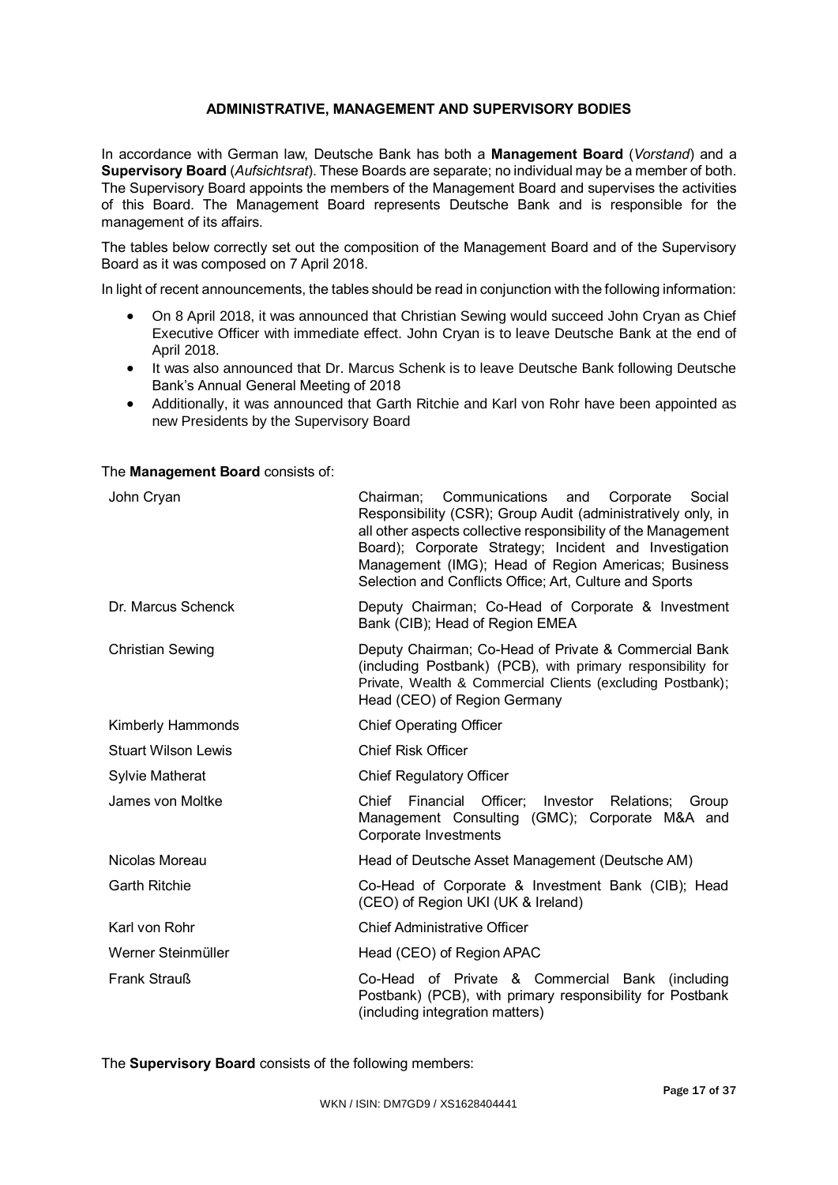## ADMINISTRATIVE, MANAGEMENT AND SUPERVISORY BODIES

In accordance with German law, Deutsche Bank has both a **Management Board** (*Vorstand*) and a **Supervisory Board** (*Aufsichtsrat*). These Boards are separate; no individual may be a member of both. The Supervisory Board appoints the members of the Management Board and supervises the activities of this Board. The Management Board represents Deutsche Bank and is responsible for the management of its affairs.

The tables below correctly set out the composition of the Management Board and of the Supervisory Board as it was composed on 7 April 2018.

In light of recent announcements, the tables should be read in conjunction with the following information:

- On 8 April 2018, it was announced that Christian Sewing would succeed John Cryan as Chief Executive Officer with immediate effect. John Cryan is to leave Deutsche Bank at the end of April 2018.
- It was also announced that Dr. Marcus Schenk is to leave Deutsche Bank following Deutsche Bank's Annual General Meeting of 2018
- Additionally, it was announced that Garth Ritchie and Karl von Rohr have been appointed as new Presidents by the Supervisory Board

The **Management Board** consists of:

| | |
|---|---|
| John Cryan | Chairman; Communications and Corporate Social Responsibility (CSR); Group Audit (administratively only, in all other aspects collective responsibility of the Management Board); Corporate Strategy; Incident and Investigation Management (IMG); Head of Region Americas; Business Selection and Conflicts Office; Art, Culture and Sports |
| Dr. Marcus Schenck | Deputy Chairman; Co-Head of Corporate & Investment Bank (CIB); Head of Region EMEA |
| Christian Sewing | Deputy Chairman; Co-Head of Private & Commercial Bank (including Postbank) (PCB), with primary responsibility for Private, Wealth & Commercial Clients (excluding Postbank); Head (CEO) of Region Germany |
| Kimberly Hammonds | Chief Operating Officer |
| Stuart Wilson Lewis | Chief Risk Officer |
| Sylvie Matherat | Chief Regulatory Officer |
| James von Moltke | Chief Financial Officer; Investor Relations; Group Management Consulting (GMC); Corporate M&A and Corporate Investments |
| Nicolas Moreau | Head of Deutsche Asset Management (Deutsche AM) |
| Garth Ritchie | Co-Head of Corporate & Investment Bank (CIB); Head (CEO) of Region UKI (UK & Ireland) |
| Karl von Rohr | Chief Administrative Officer |
| Werner Steinmüller | Head (CEO) of Region APAC |
| Frank Strauß | Co-Head of Private & Commercial Bank (including Postbank) (PCB), with primary responsibility for Postbank (including integration matters) |

The **Supervisory Board** consists of the following members: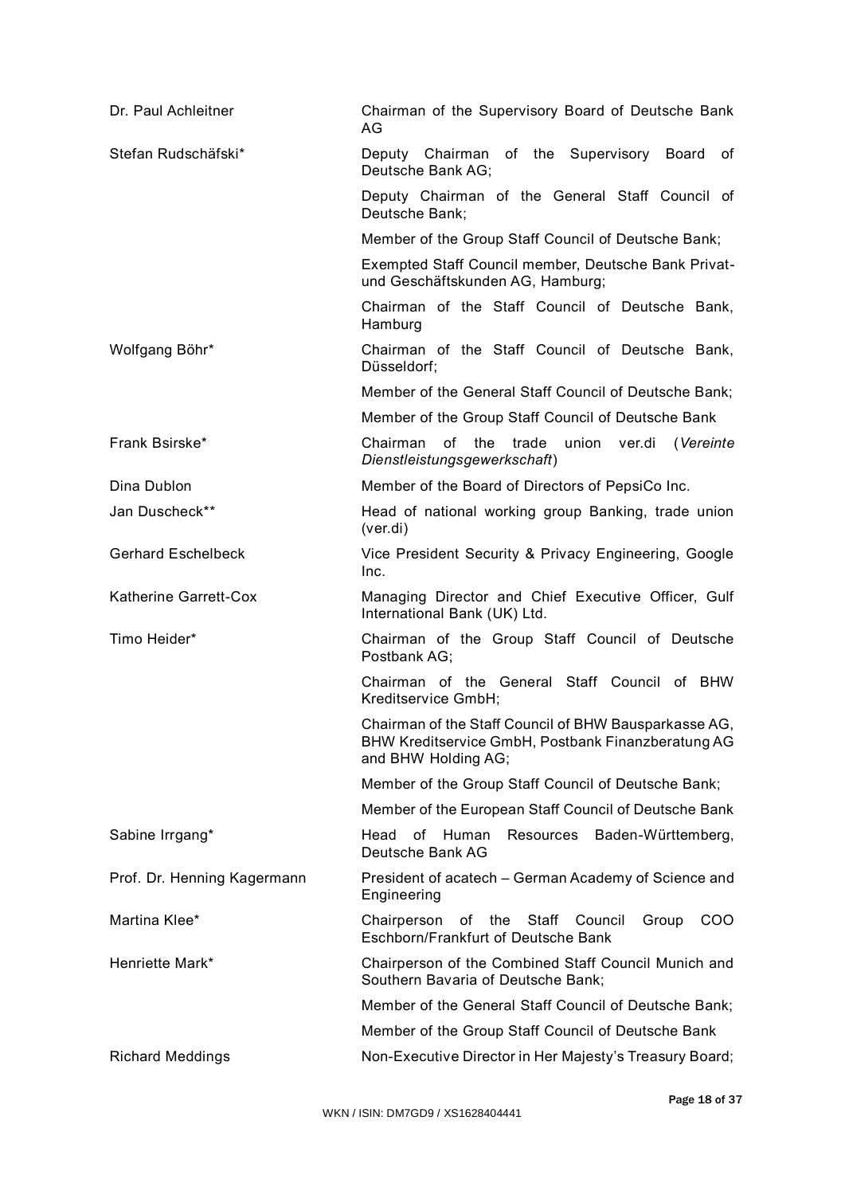| | |
|---|---|
| Dr. Paul Achleitner | Chairman of the Supervisory Board of Deutsche Bank AG |
| Stefan Rudschäfski* | Deputy Chairman of the Supervisory Board of Deutsche Bank AG; |
| | Deputy Chairman of the General Staff Council of Deutsche Bank; |
| | Member of the Group Staff Council of Deutsche Bank; |
| | Exempted Staff Council member, Deutsche Bank Privat- und Geschäftskunden AG, Hamburg; |
| | Chairman of the Staff Council of Deutsche Bank, Hamburg |
| Wolfgang Böhr* | Chairman of the Staff Council of Deutsche Bank, Düsseldorf; |
| | Member of the General Staff Council of Deutsche Bank; |
| | Member of the Group Staff Council of Deutsche Bank |
| Frank Bsirske* | Chairman of the trade union ver.di (*Vereinte Dienstleistungsgewerkschaft*) |
| Dina Dublon | Member of the Board of Directors of PepsiCo Inc. |
| Jan Duscheck** | Head of national working group Banking, trade union (ver.di) |
| Gerhard Eschelbeck | Vice President Security & Privacy Engineering, Google Inc. |
| Katherine Garrett-Cox | Managing Director and Chief Executive Officer, Gulf International Bank (UK) Ltd. |
| Timo Heider* | Chairman of the Group Staff Council of Deutsche Postbank AG; |
| | Chairman of the General Staff Council of BHW Kreditservice GmbH; |
| | Chairman of the Staff Council of BHW Bausparkasse AG, BHW Kreditservice GmbH, Postbank Finanzberatung AG and BHW Holding AG; |
| | Member of the Group Staff Council of Deutsche Bank; |
| | Member of the European Staff Council of Deutsche Bank |
| Sabine Irrgang* | Head of Human Resources Baden-Württemberg, Deutsche Bank AG |
| Prof. Dr. Henning Kagermann | President of acatech – German Academy of Science and Engineering |
| Martina Klee* | Chairperson of the Staff Council Group COO Eschborn/Frankfurt of Deutsche Bank |
| Henriette Mark* | Chairperson of the Combined Staff Council Munich and Southern Bavaria of Deutsche Bank; |
| | Member of the General Staff Council of Deutsche Bank; |
| | Member of the Group Staff Council of Deutsche Bank |
| Richard Meddings | Non-Executive Director in Her Majesty's Treasury Board; |

WKN / ISIN: DM7GD9 / XS1628404441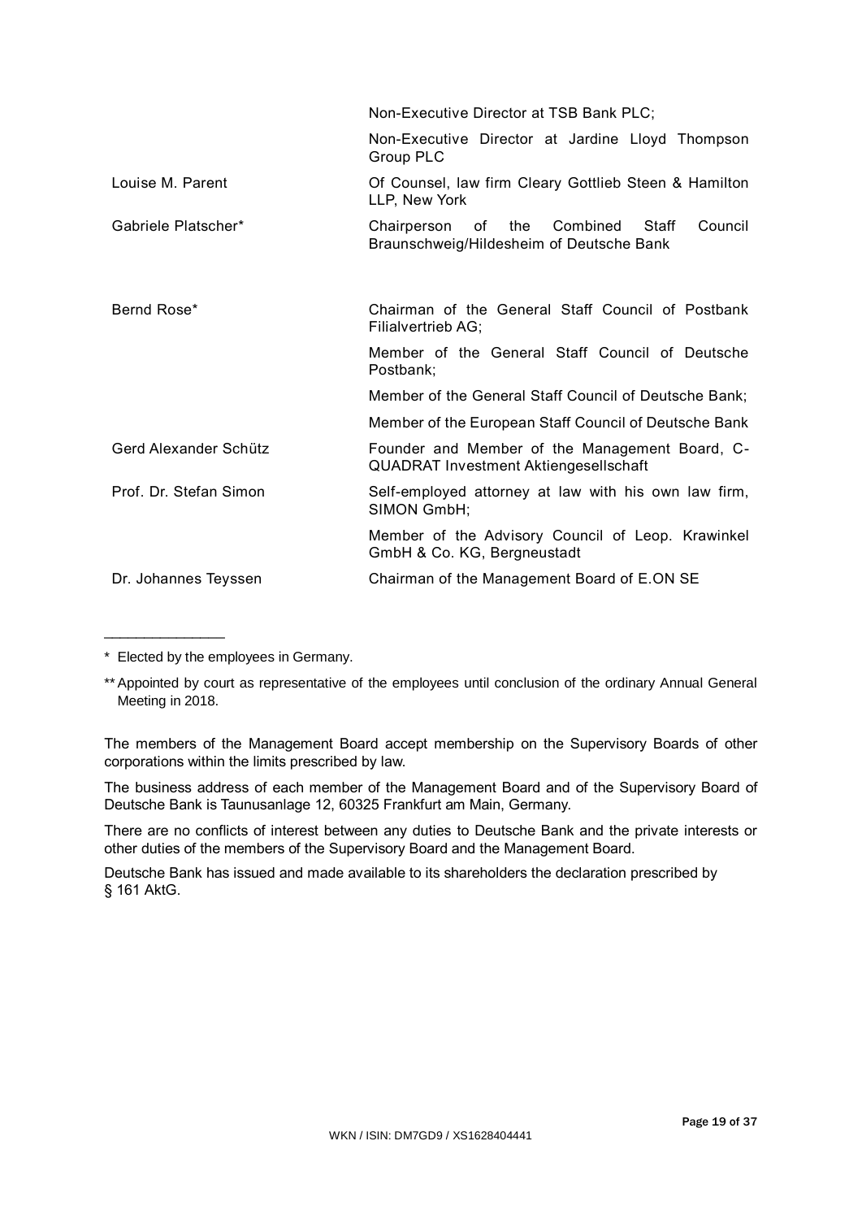| | |
|---|---|
| | Non-Executive Director at TSB Bank PLC; |
| | Non-Executive Director at Jardine Lloyd Thompson Group PLC |
| Louise M. Parent | Of Counsel, law firm Cleary Gottlieb Steen & Hamilton LLP, New York |
| Gabriele Platscher* | Chairperson of the Combined Staff Council Braunschweig/Hildesheim of Deutsche Bank |
| Bernd Rose* | Chairman of the General Staff Council of Postbank Filialvertrieb AG; |
| | Member of the General Staff Council of Deutsche Postbank; |
| | Member of the General Staff Council of Deutsche Bank; |
| | Member of the European Staff Council of Deutsche Bank |
| Gerd Alexander Schütz | Founder and Member of the Management Board, C-QUADRAT Investment Aktiengesellschaft |
| Prof. Dr. Stefan Simon | Self-employed attorney at law with his own law firm, SIMON GmbH; |
| | Member of the Advisory Council of Leop. Krawinkel GmbH & Co. KG, Bergneustadt |
| Dr. Johannes Teyssen | Chairman of the Management Board of E.ON SE |

\_\_\_\_\_\_\_\_\_\_\_\_\_\_\_

\* Elected by the employees in Germany.

\*\* Appointed by court as representative of the employees until conclusion of the ordinary Annual General Meeting in 2018.

The members of the Management Board accept membership on the Supervisory Boards of other corporations within the limits prescribed by law.

The business address of each member of the Management Board and of the Supervisory Board of Deutsche Bank is Taunusanlage 12, 60325 Frankfurt am Main, Germany.

There are no conflicts of interest between any duties to Deutsche Bank and the private interests or other duties of the members of the Supervisory Board and the Management Board.

Deutsche Bank has issued and made available to its shareholders the declaration prescribed by § 161 AktG.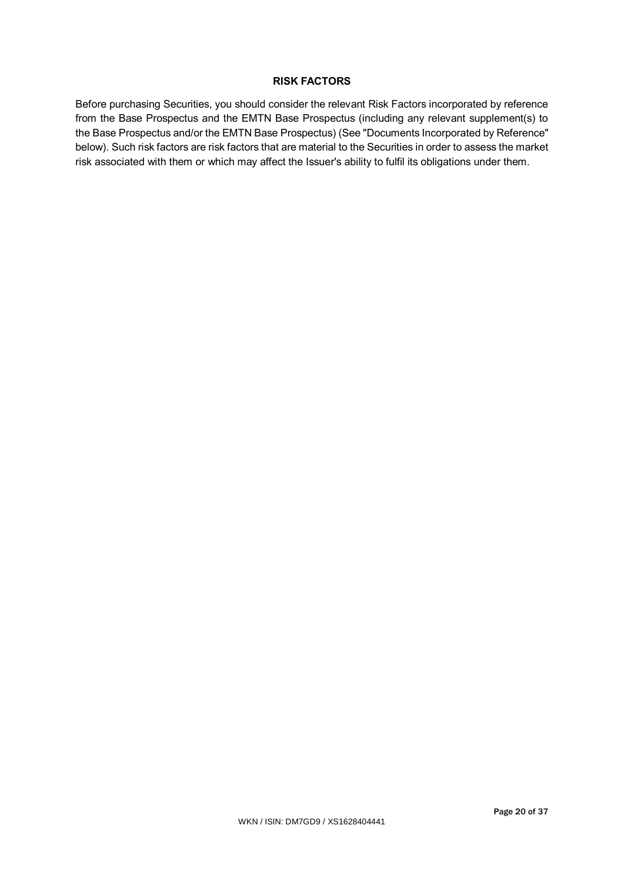## RISK FACTORS

Before purchasing Securities, you should consider the relevant Risk Factors incorporated by reference from the Base Prospectus and the EMTN Base Prospectus (including any relevant supplement(s) to the Base Prospectus and/or the EMTN Base Prospectus) (See "Documents Incorporated by Reference" below). Such risk factors are risk factors that are material to the Securities in order to assess the market risk associated with them or which may affect the Issuer's ability to fulfil its obligations under them.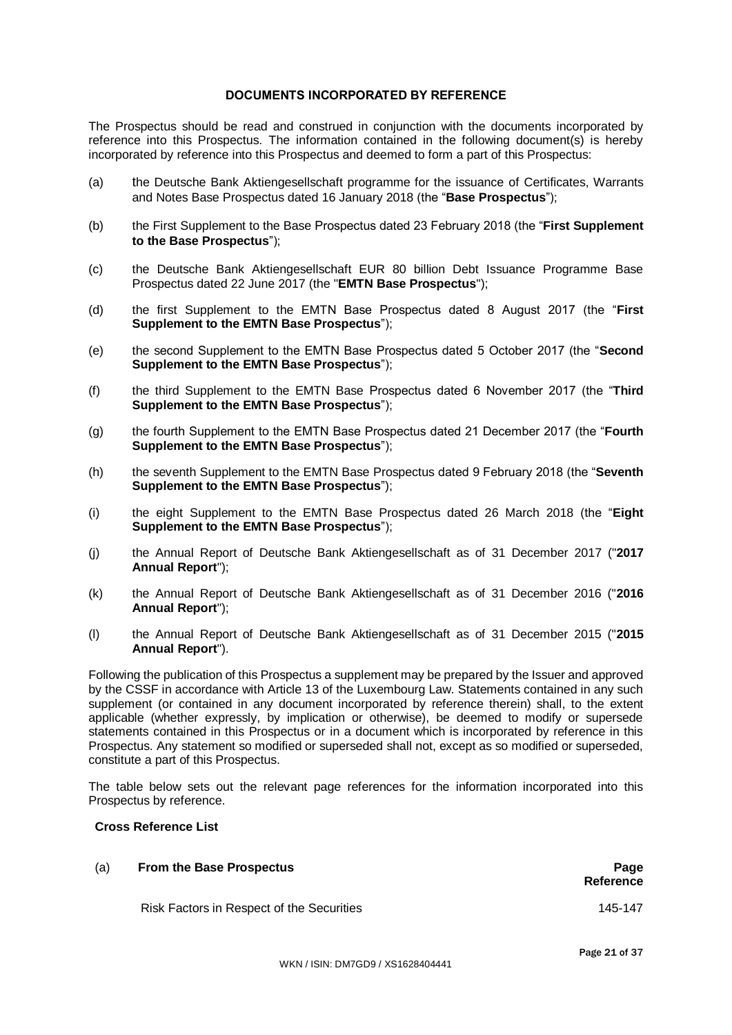## DOCUMENTS INCORPORATED BY REFERENCE

The Prospectus should be read and construed in conjunction with the documents incorporated by reference into this Prospectus. The information contained in the following document(s) is hereby incorporated by reference into this Prospectus and deemed to form a part of this Prospectus:

(a) the Deutsche Bank Aktiengesellschaft programme for the issuance of Certificates, Warrants and Notes Base Prospectus dated 16 January 2018 (the "**Base Prospectus**");

(b) the First Supplement to the Base Prospectus dated 23 February 2018 (the "**First Supplement to the Base Prospectus**");

(c) the Deutsche Bank Aktiengesellschaft EUR 80 billion Debt Issuance Programme Base Prospectus dated 22 June 2017 (the "**EMTN Base Prospectus**");

(d) the first Supplement to the EMTN Base Prospectus dated 8 August 2017 (the "**First Supplement to the EMTN Base Prospectus**");

(e) the second Supplement to the EMTN Base Prospectus dated 5 October 2017 (the "**Second Supplement to the EMTN Base Prospectus**");

(f) the third Supplement to the EMTN Base Prospectus dated 6 November 2017 (the "**Third Supplement to the EMTN Base Prospectus**");

(g) the fourth Supplement to the EMTN Base Prospectus dated 21 December 2017 (the "**Fourth Supplement to the EMTN Base Prospectus**");

(h) the seventh Supplement to the EMTN Base Prospectus dated 9 February 2018 (the "**Seventh Supplement to the EMTN Base Prospectus**");

(i) the eight Supplement to the EMTN Base Prospectus dated 26 March 2018 (the "**Eight Supplement to the EMTN Base Prospectus**");

(j) the Annual Report of Deutsche Bank Aktiengesellschaft as of 31 December 2017 ("**2017 Annual Report**");

(k) the Annual Report of Deutsche Bank Aktiengesellschaft as of 31 December 2016 ("**2016 Annual Report**");

(l) the Annual Report of Deutsche Bank Aktiengesellschaft as of 31 December 2015 ("**2015 Annual Report**").

Following the publication of this Prospectus a supplement may be prepared by the Issuer and approved by the CSSF in accordance with Article 13 of the Luxembourg Law. Statements contained in any such supplement (or contained in any document incorporated by reference therein) shall, to the extent applicable (whether expressly, by implication or otherwise), be deemed to modify or supersede statements contained in this Prospectus or in a document which is incorporated by reference in this Prospectus. Any statement so modified or superseded shall not, except as so modified or superseded, constitute a part of this Prospectus.

The table below sets out the relevant page references for the information incorporated into this Prospectus by reference.

### Cross Reference List

| (a) **From the Base Prospectus** | **Page Reference** |
|---|---|
| Risk Factors in Respect of the Securities | 145-147 |

WKN / ISIN: DM7GD9 / XS1628404441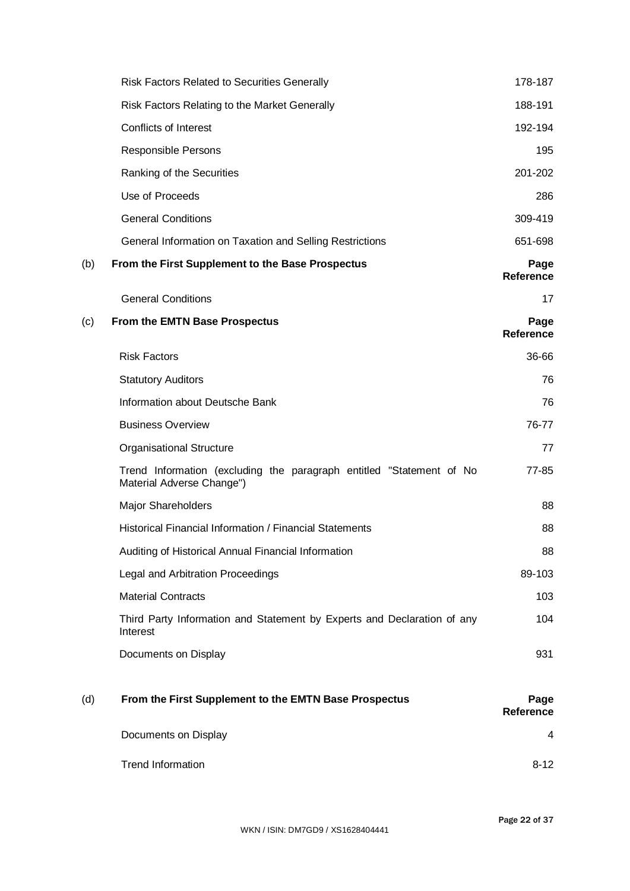| | | |
|---|---|---|
| | Risk Factors Related to Securities Generally | 178-187 |
| | Risk Factors Relating to the Market Generally | 188-191 |
| | Conflicts of Interest | 192-194 |
| | Responsible Persons | 195 |
| | Ranking of the Securities | 201-202 |
| | Use of Proceeds | 286 |
| | General Conditions | 309-419 |
| | General Information on Taxation and Selling Restrictions | 651-698 |
| **(b)** | **From the First Supplement to the Base Prospectus** | **Page Reference** |
| | General Conditions | 17 |
| **(c)** | **From the EMTN Base Prospectus** | **Page Reference** |
| | Risk Factors | 36-66 |
| | Statutory Auditors | 76 |
| | Information about Deutsche Bank | 76 |
| | Business Overview | 76-77 |
| | Organisational Structure | 77 |
| | Trend Information (excluding the paragraph entitled "Statement of No Material Adverse Change") | 77-85 |
| | Major Shareholders | 88 |
| | Historical Financial Information / Financial Statements | 88 |
| | Auditing of Historical Annual Financial Information | 88 |
| | Legal and Arbitration Proceedings | 89-103 |
| | Material Contracts | 103 |
| | Third Party Information and Statement by Experts and Declaration of any Interest | 104 |
| | Documents on Display | 931 |
| **(d)** | **From the First Supplement to the EMTN Base Prospectus** | **Page Reference** |
| | Documents on Display | 4 |
| | Trend Information | 8-12 |

WKN / ISIN: DM7GD9 / XS1628404441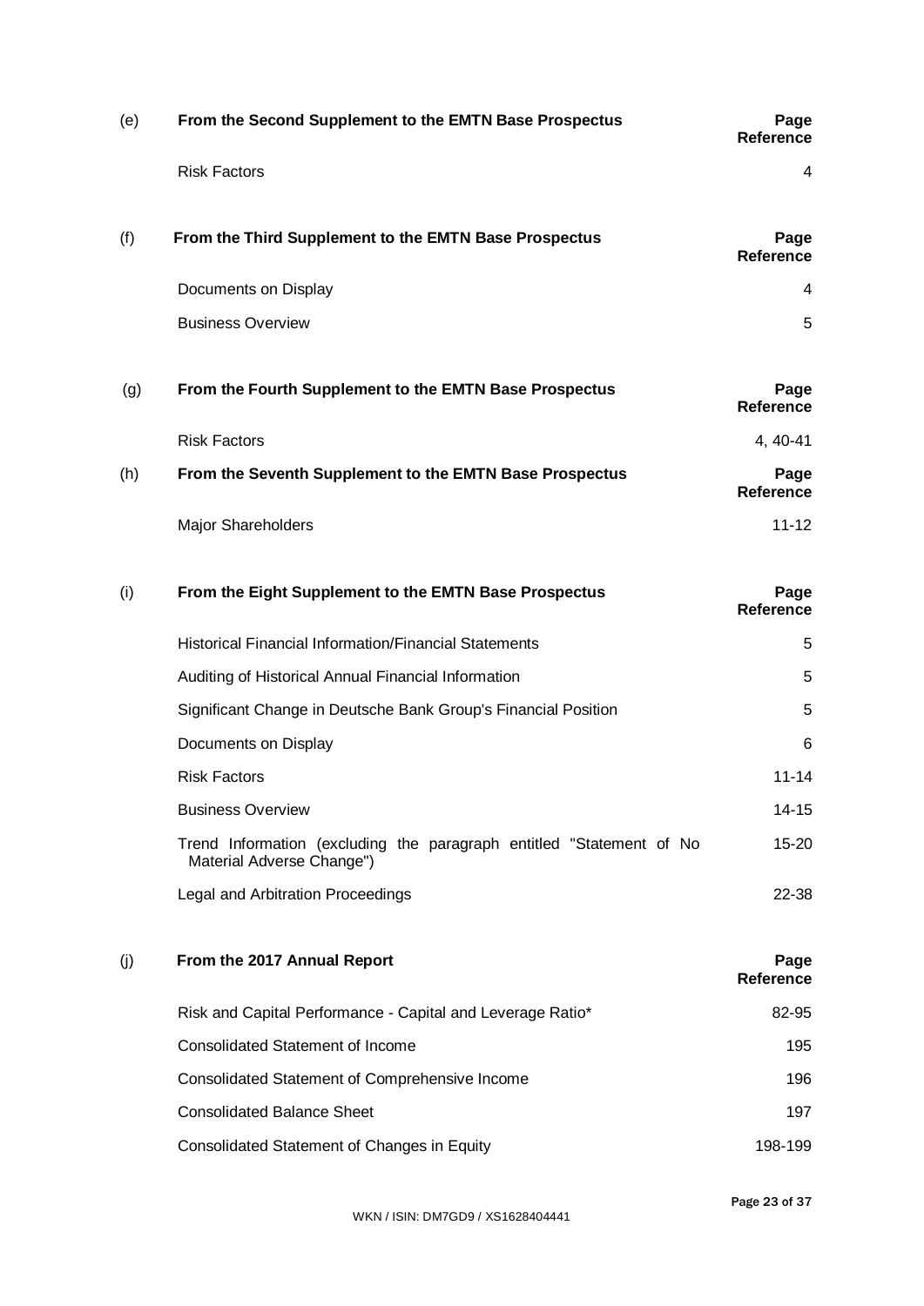| (e) | **From the Second Supplement to the EMTN Base Prospectus** | **Page Reference** |
|---|---|---|
| | Risk Factors | 4 |

| (f) | **From the Third Supplement to the EMTN Base Prospectus** | **Page Reference** |
|---|---|---|
| | Documents on Display | 4 |
| | Business Overview | 5 |

| (g) | **From the Fourth Supplement to the EMTN Base Prospectus** | **Page Reference** |
|---|---|---|
| | Risk Factors | 4, 40-41 |

| (h) | **From the Seventh Supplement to the EMTN Base Prospectus** | **Page Reference** |
|---|---|---|
| | Major Shareholders | 11-12 |

| (i) | **From the Eight Supplement to the EMTN Base Prospectus** | **Page Reference** |
|---|---|---|
| | Historical Financial Information/Financial Statements | 5 |
| | Auditing of Historical Annual Financial Information | 5 |
| | Significant Change in Deutsche Bank Group's Financial Position | 5 |
| | Documents on Display | 6 |
| | Risk Factors | 11-14 |
| | Business Overview | 14-15 |
| | Trend Information (excluding the paragraph entitled "Statement of No Material Adverse Change") | 15-20 |
| | Legal and Arbitration Proceedings | 22-38 |

| (j) | **From the 2017 Annual Report** | **Page Reference** |
|---|---|---|
| | Risk and Capital Performance - Capital and Leverage Ratio* | 82-95 |
| | Consolidated Statement of Income | 195 |
| | Consolidated Statement of Comprehensive Income | 196 |
| | Consolidated Balance Sheet | 197 |
| | Consolidated Statement of Changes in Equity | 198-199 |

WKN / ISIN: DM7GD9 / XS1628404441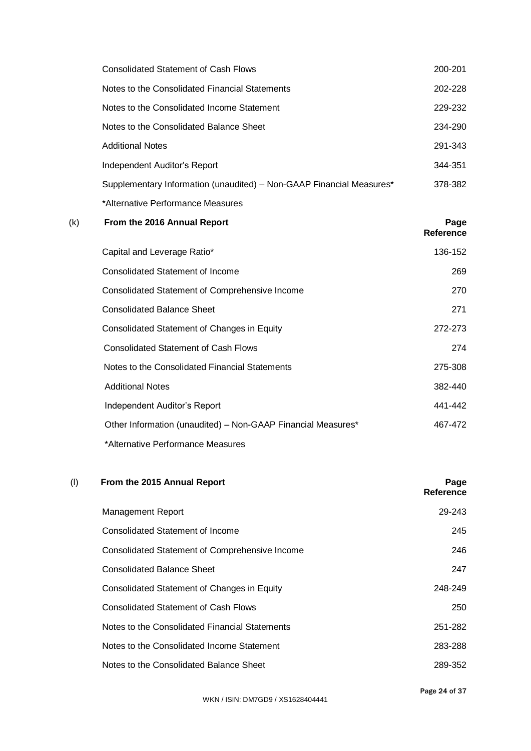| | |
|---|---|
| Consolidated Statement of Cash Flows | 200-201 |
| Notes to the Consolidated Financial Statements | 202-228 |
| Notes to the Consolidated Income Statement | 229-232 |
| Notes to the Consolidated Balance Sheet | 234-290 |
| Additional Notes | 291-343 |
| Independent Auditor's Report | 344-351 |
| Supplementary Information (unaudited) – Non-GAAP Financial Measures* | 378-382 |
| *Alternative Performance Measures | |

(k) **From the 2016 Annual Report**

| | **Page Reference** |
|---|---|
| Capital and Leverage Ratio* | 136-152 |
| Consolidated Statement of Income | 269 |
| Consolidated Statement of Comprehensive Income | 270 |
| Consolidated Balance Sheet | 271 |
| Consolidated Statement of Changes in Equity | 272-273 |
| Consolidated Statement of Cash Flows | 274 |
| Notes to the Consolidated Financial Statements | 275-308 |
| Additional Notes | 382-440 |
| Independent Auditor's Report | 441-442 |
| Other Information (unaudited) – Non-GAAP Financial Measures* | 467-472 |
| *Alternative Performance Measures | |

(l) **From the 2015 Annual Report**

| | **Page Reference** |
|---|---|
| Management Report | 29-243 |
| Consolidated Statement of Income | 245 |
| Consolidated Statement of Comprehensive Income | 246 |
| Consolidated Balance Sheet | 247 |
| Consolidated Statement of Changes in Equity | 248-249 |
| Consolidated Statement of Cash Flows | 250 |
| Notes to the Consolidated Financial Statements | 251-282 |
| Notes to the Consolidated Income Statement | 283-288 |
| Notes to the Consolidated Balance Sheet | 289-352 |

WKN / ISIN: DM7GD9 / XS1628404441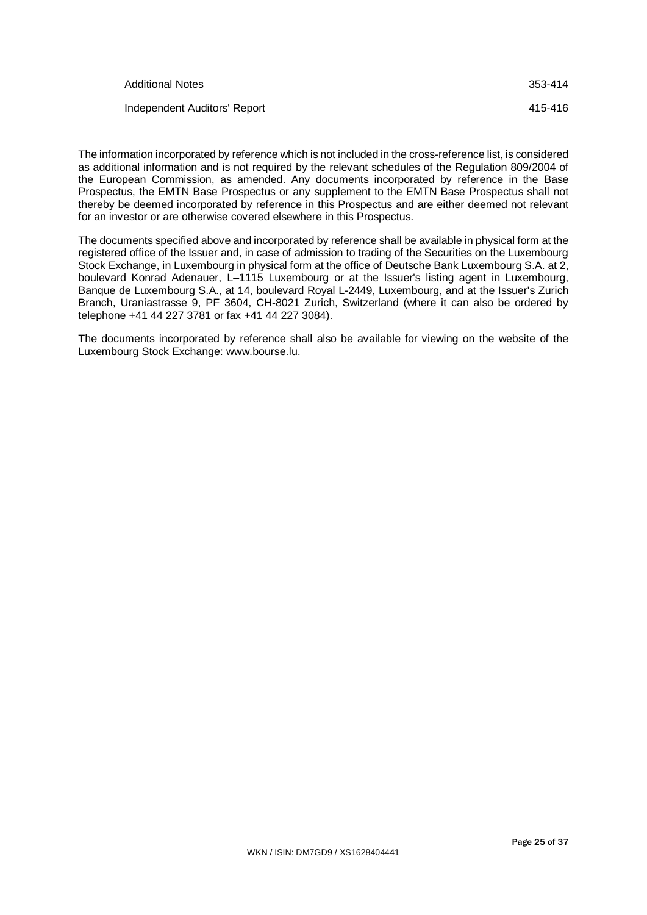| | |
|---|---|
| Additional Notes | 353-414 |
| Independent Auditors' Report | 415-416 |

The information incorporated by reference which is not included in the cross-reference list, is considered as additional information and is not required by the relevant schedules of the Regulation 809/2004 of the European Commission, as amended. Any documents incorporated by reference in the Base Prospectus, the EMTN Base Prospectus or any supplement to the EMTN Base Prospectus shall not thereby be deemed incorporated by reference in this Prospectus and are either deemed not relevant for an investor or are otherwise covered elsewhere in this Prospectus.

The documents specified above and incorporated by reference shall be available in physical form at the registered office of the Issuer and, in case of admission to trading of the Securities on the Luxembourg Stock Exchange, in Luxembourg in physical form at the office of Deutsche Bank Luxembourg S.A. at 2, boulevard Konrad Adenauer, L–1115 Luxembourg or at the Issuer's listing agent in Luxembourg, Banque de Luxembourg S.A., at 14, boulevard Royal L-2449, Luxembourg, and at the Issuer's Zurich Branch, Uraniastrasse 9, PF 3604, CH-8021 Zurich, Switzerland (where it can also be ordered by telephone +41 44 227 3781 or fax +41 44 227 3084).

The documents incorporated by reference shall also be available for viewing on the website of the Luxembourg Stock Exchange: www.bourse.lu.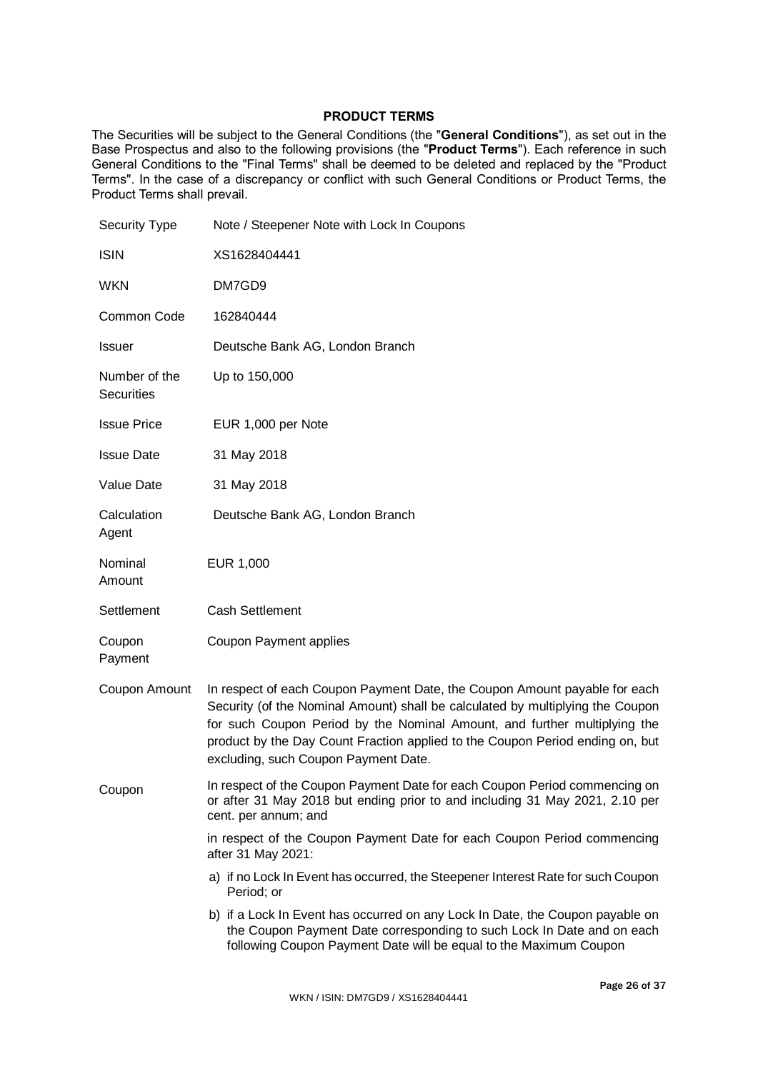## PRODUCT TERMS

The Securities will be subject to the General Conditions (the "**General Conditions**"), as set out in the Base Prospectus and also to the following provisions (the "**Product Terms**"). Each reference in such General Conditions to the "Final Terms" shall be deemed to be deleted and replaced by the "Product Terms". In the case of a discrepancy or conflict with such General Conditions or Product Terms, the Product Terms shall prevail.

| | |
|---|---|
| Security Type | Note / Steepener Note with Lock In Coupons |
| ISIN | XS1628404441 |
| WKN | DM7GD9 |
| Common Code | 162840444 |
| Issuer | Deutsche Bank AG, London Branch |
| Number of the Securities | Up to 150,000 |
| Issue Price | EUR 1,000 per Note |
| Issue Date | 31 May 2018 |
| Value Date | 31 May 2018 |
| Calculation Agent | Deutsche Bank AG, London Branch |
| Nominal Amount | EUR 1,000 |
| Settlement | Cash Settlement |
| Coupon Payment | Coupon Payment applies |
| Coupon Amount | In respect of each Coupon Payment Date, the Coupon Amount payable for each Security (of the Nominal Amount) shall be calculated by multiplying the Coupon for such Coupon Period by the Nominal Amount, and further multiplying the product by the Day Count Fraction applied to the Coupon Period ending on, but excluding, such Coupon Payment Date. |
| Coupon | In respect of the Coupon Payment Date for each Coupon Period commencing on or after 31 May 2018 but ending prior to and including 31 May 2021, 2.10 per cent. per annum; and<br><br>in respect of the Coupon Payment Date for each Coupon Period commencing after 31 May 2021:<br><br>a) if no Lock In Event has occurred, the Steepener Interest Rate for such Coupon Period; or<br><br>b) if a Lock In Event has occurred on any Lock In Date, the Coupon payable on the Coupon Payment Date corresponding to such Lock In Date and on each following Coupon Payment Date will be equal to the Maximum Coupon |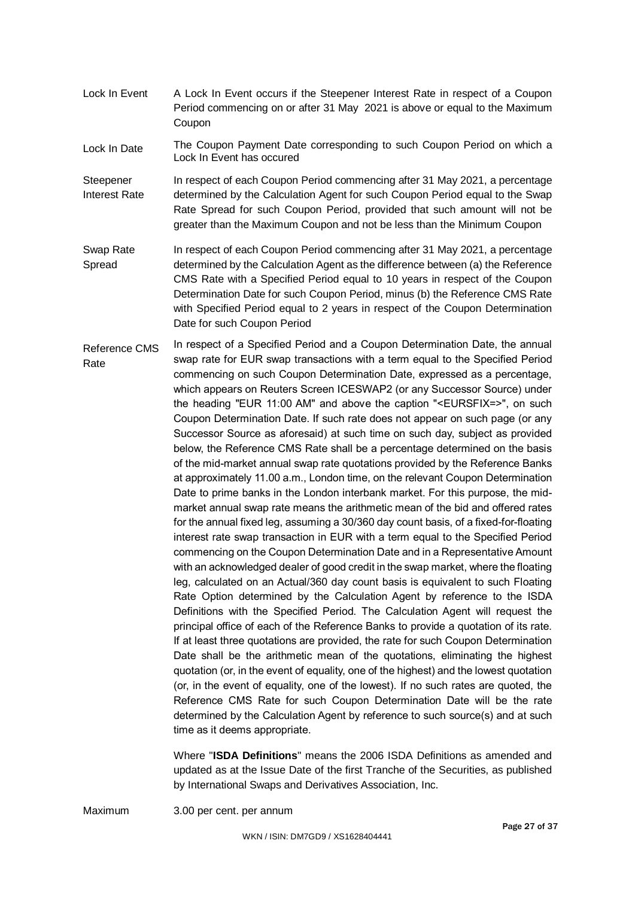| | |
|---|---|
| Lock In Event | A Lock In Event occurs if the Steepener Interest Rate in respect of a Coupon Period commencing on or after 31 May 2021 is above or equal to the Maximum Coupon |
| Lock In Date | The Coupon Payment Date corresponding to such Coupon Period on which a Lock In Event has occured |
| Steepener Interest Rate | In respect of each Coupon Period commencing after 31 May 2021, a percentage determined by the Calculation Agent for such Coupon Period equal to the Swap Rate Spread for such Coupon Period, provided that such amount will not be greater than the Maximum Coupon and not be less than the Minimum Coupon |
| Swap Rate Spread | In respect of each Coupon Period commencing after 31 May 2021, a percentage determined by the Calculation Agent as the difference between (a) the Reference CMS Rate with a Specified Period equal to 10 years in respect of the Coupon Determination Date for such Coupon Period, minus (b) the Reference CMS Rate with Specified Period equal to 2 years in respect of the Coupon Determination Date for such Coupon Period |
| Reference CMS Rate | In respect of a Specified Period and a Coupon Determination Date, the annual swap rate for EUR swap transactions with a term equal to the Specified Period commencing on such Coupon Determination Date, expressed as a percentage, which appears on Reuters Screen ICESWAP2 (or any Successor Source) under the heading "EUR 11:00 AM" and above the caption "<EURSFIX=>", on such Coupon Determination Date. If such rate does not appear on such page (or any Successor Source as aforesaid) at such time on such day, subject as provided below, the Reference CMS Rate shall be a percentage determined on the basis of the mid-market annual swap rate quotations provided by the Reference Banks at approximately 11.00 a.m., London time, on the relevant Coupon Determination Date to prime banks in the London interbank market. For this purpose, the mid-market annual swap rate means the arithmetic mean of the bid and offered rates for the annual fixed leg, assuming a 30/360 day count basis, of a fixed-for-floating interest rate swap transaction in EUR with a term equal to the Specified Period commencing on the Coupon Determination Date and in a Representative Amount with an acknowledged dealer of good credit in the swap market, where the floating leg, calculated on an Actual/360 day count basis is equivalent to such Floating Rate Option determined by the Calculation Agent by reference to the ISDA Definitions with the Specified Period. The Calculation Agent will request the principal office of each of the Reference Banks to provide a quotation of its rate. If at least three quotations are provided, the rate for such Coupon Determination Date shall be the arithmetic mean of the quotations, eliminating the highest quotation (or, in the event of equality, one of the highest) and the lowest quotation (or, in the event of equality, one of the lowest). If no such rates are quoted, the Reference CMS Rate for such Coupon Determination Date will be the rate determined by the Calculation Agent by reference to such source(s) and at such time as it deems appropriate.<br><br>Where "**ISDA Definitions**" means the 2006 ISDA Definitions as amended and updated as at the Issue Date of the first Tranche of the Securities, as published by International Swaps and Derivatives Association, Inc. |
| Maximum | 3.00 per cent. per annum |

WKN / ISIN: DM7GD9 / XS1628404441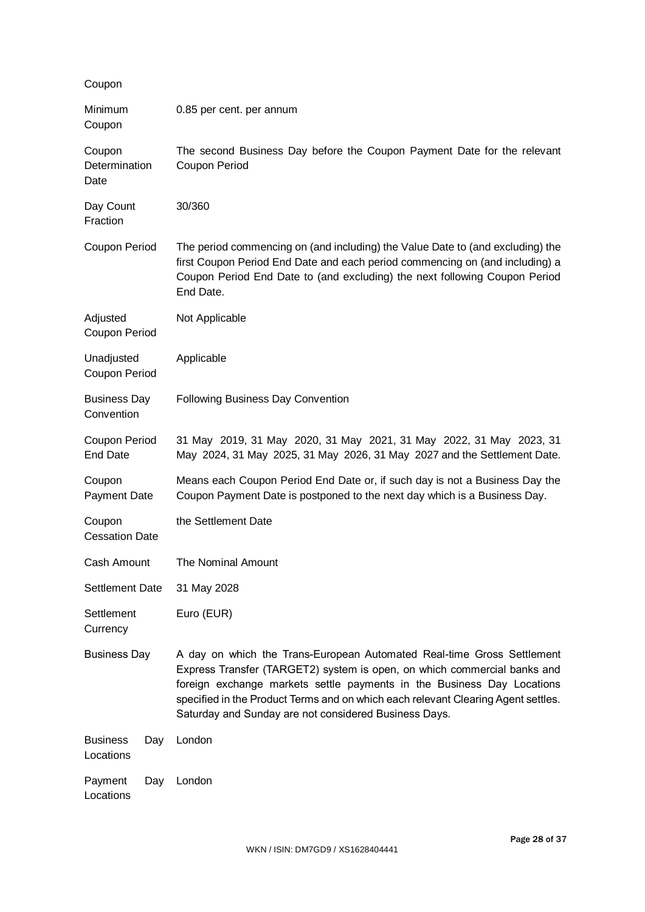Coupon

| | |
|---|---|
| Minimum Coupon | 0.85 per cent. per annum |
| Coupon Determination Date | The second Business Day before the Coupon Payment Date for the relevant Coupon Period |
| Day Count Fraction | 30/360 |
| Coupon Period | The period commencing on (and including) the Value Date to (and excluding) the first Coupon Period End Date and each period commencing on (and including) a Coupon Period End Date to (and excluding) the next following Coupon Period End Date. |
| Adjusted Coupon Period | Not Applicable |
| Unadjusted Coupon Period | Applicable |
| Business Day Convention | Following Business Day Convention |
| Coupon Period End Date | 31 May 2019, 31 May 2020, 31 May 2021, 31 May 2022, 31 May 2023, 31 May 2024, 31 May 2025, 31 May 2026, 31 May 2027 and the Settlement Date. |
| Coupon Payment Date | Means each Coupon Period End Date or, if such day is not a Business Day the Coupon Payment Date is postponed to the next day which is a Business Day. |
| Coupon Cessation Date | the Settlement Date |
| Cash Amount | The Nominal Amount |
| Settlement Date | 31 May 2028 |
| Settlement Currency | Euro (EUR) |
| Business Day | A day on which the Trans-European Automated Real-time Gross Settlement Express Transfer (TARGET2) system is open, on which commercial banks and foreign exchange markets settle payments in the Business Day Locations specified in the Product Terms and on which each relevant Clearing Agent settles. Saturday and Sunday are not considered Business Days. |
| Business Day Locations | London |
| Payment Day Locations | London |

WKN / ISIN: DM7GD9 / XS1628404441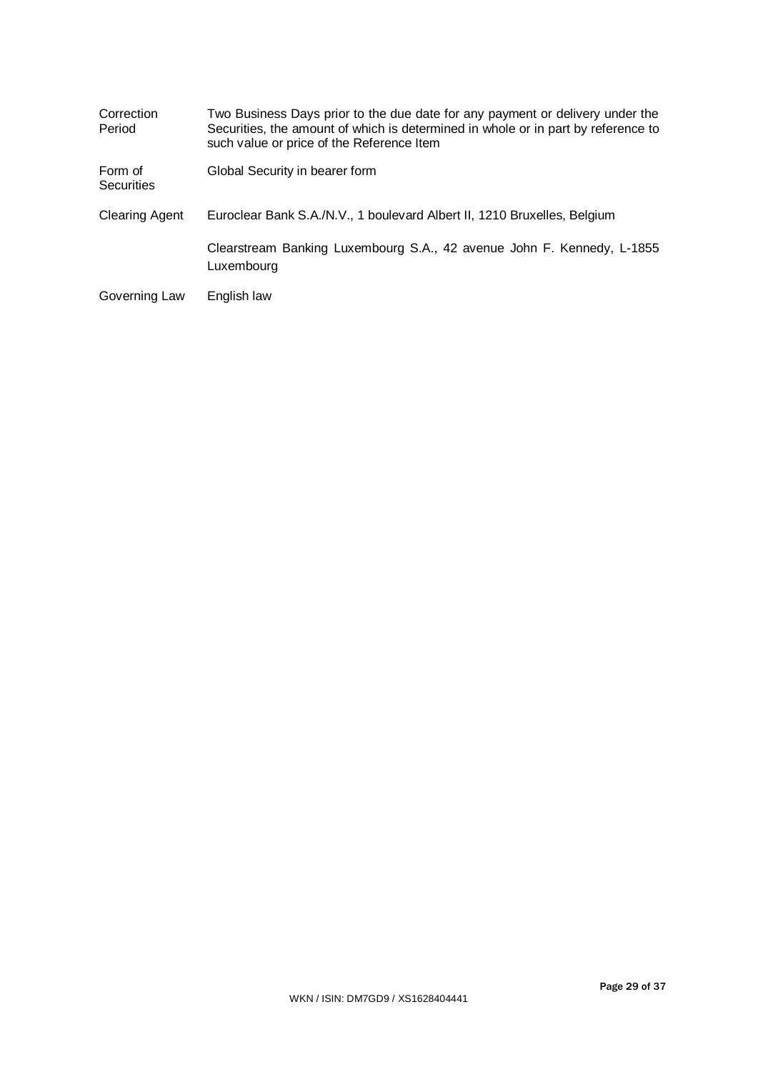| | |
|---|---|
| Correction Period | Two Business Days prior to the due date for any payment or delivery under the Securities, the amount of which is determined in whole or in part by reference to such value or price of the Reference Item |
| Form of Securities | Global Security in bearer form |
| Clearing Agent | Euroclear Bank S.A./N.V., 1 boulevard Albert II, 1210 Bruxelles, Belgium<br><br>Clearstream Banking Luxembourg S.A., 42 avenue John F. Kennedy, L-1855 Luxembourg |
| Governing Law | English law |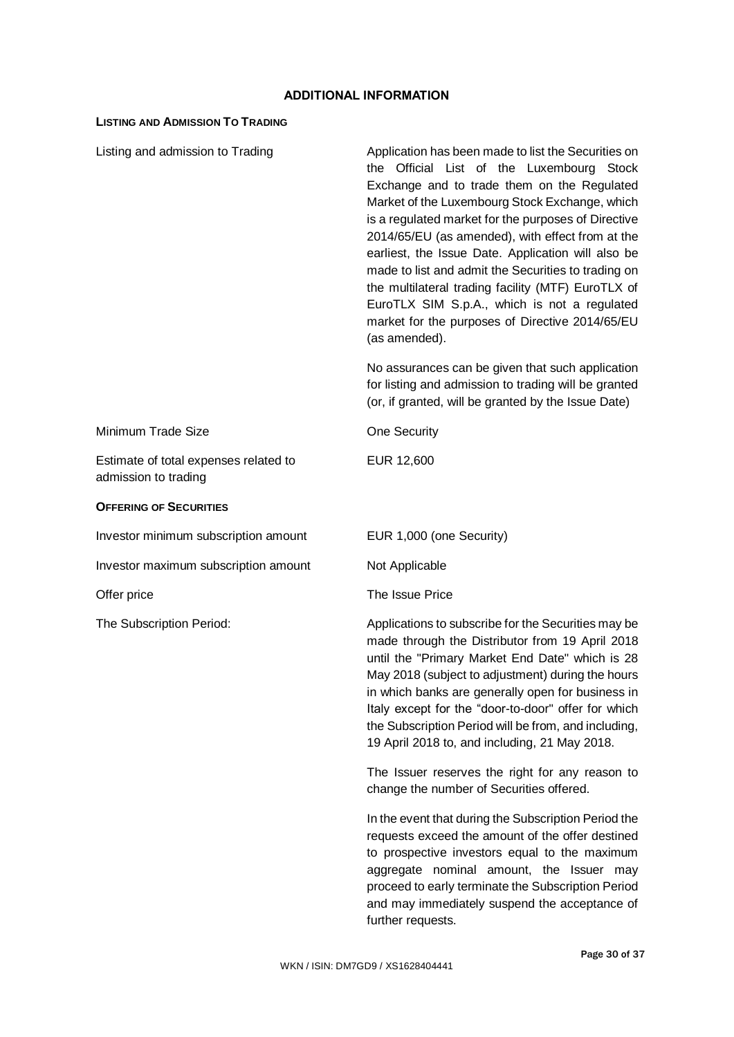## ADDITIONAL INFORMATION

**LISTING AND ADMISSION TO TRADING**

| | |
|---|---|
| Listing and admission to Trading | Application has been made to list the Securities on the Official List of the Luxembourg Stock Exchange and to trade them on the Regulated Market of the Luxembourg Stock Exchange, which is a regulated market for the purposes of Directive 2014/65/EU (as amended), with effect from at the earliest, the Issue Date. Application will also be made to list and admit the Securities to trading on the multilateral trading facility (MTF) EuroTLX of EuroTLX SIM S.p.A., which is not a regulated market for the purposes of Directive 2014/65/EU (as amended).<br><br>No assurances can be given that such application for listing and admission to trading will be granted (or, if granted, will be granted by the Issue Date) |
| Minimum Trade Size | One Security |
| Estimate of total expenses related to admission to trading | EUR 12,600 |

**OFFERING OF SECURITIES**

| | |
|---|---|
| Investor minimum subscription amount | EUR 1,000 (one Security) |
| Investor maximum subscription amount | Not Applicable |
| Offer price | The Issue Price |
| The Subscription Period: | Applications to subscribe for the Securities may be made through the Distributor from 19 April 2018 until the "Primary Market End Date" which is 28 May 2018 (subject to adjustment) during the hours in which banks are generally open for business in Italy except for the "door-to-door" offer for which the Subscription Period will be from, and including, 19 April 2018 to, and including, 21 May 2018.<br><br>The Issuer reserves the right for any reason to change the number of Securities offered.<br><br>In the event that during the Subscription Period the requests exceed the amount of the offer destined to prospective investors equal to the maximum aggregate nominal amount, the Issuer may proceed to early terminate the Subscription Period and may immediately suspend the acceptance of further requests. |

WKN / ISIN: DM7GD9 / XS1628404441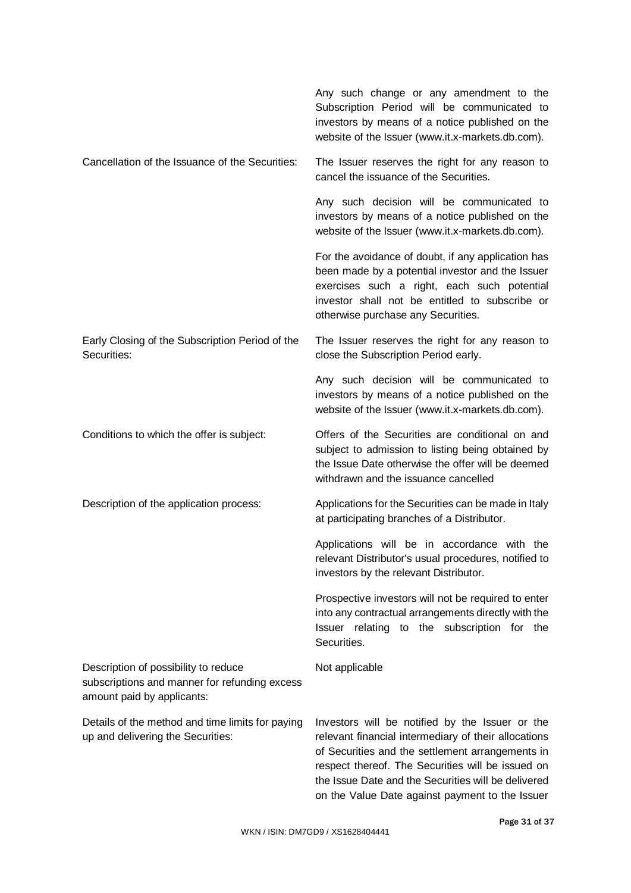| | |
|---|---|
| | Any such change or any amendment to the Subscription Period will be communicated to investors by means of a notice published on the website of the Issuer (www.it.x-markets.db.com). |
| Cancellation of the Issuance of the Securities: | The Issuer reserves the right for any reason to cancel the issuance of the Securities. |
| | Any such decision will be communicated to investors by means of a notice published on the website of the Issuer (www.it.x-markets.db.com). |
| | For the avoidance of doubt, if any application has been made by a potential investor and the Issuer exercises such a right, each such potential investor shall not be entitled to subscribe or otherwise purchase any Securities. |
| Early Closing of the Subscription Period of the Securities: | The Issuer reserves the right for any reason to close the Subscription Period early. |
| | Any such decision will be communicated to investors by means of a notice published on the website of the Issuer (www.it.x-markets.db.com). |
| Conditions to which the offer is subject: | Offers of the Securities are conditional on and subject to admission to listing being obtained by the Issue Date otherwise the offer will be deemed withdrawn and the issuance cancelled |
| Description of the application process: | Applications for the Securities can be made in Italy at participating branches of a Distributor. |
| | Applications will be in accordance with the relevant Distributor's usual procedures, notified to investors by the relevant Distributor. |
| | Prospective investors will not be required to enter into any contractual arrangements directly with the Issuer relating to the subscription for the Securities. |
| Description of possibility to reduce subscriptions and manner for refunding excess amount paid by applicants: | Not applicable |
| Details of the method and time limits for paying up and delivering the Securities: | Investors will be notified by the Issuer or the relevant financial intermediary of their allocations of Securities and the settlement arrangements in respect thereof. The Securities will be issued on the Issue Date and the Securities will be delivered on the Value Date against payment to the Issuer |

WKN / ISIN: DM7GD9 / XS1628404441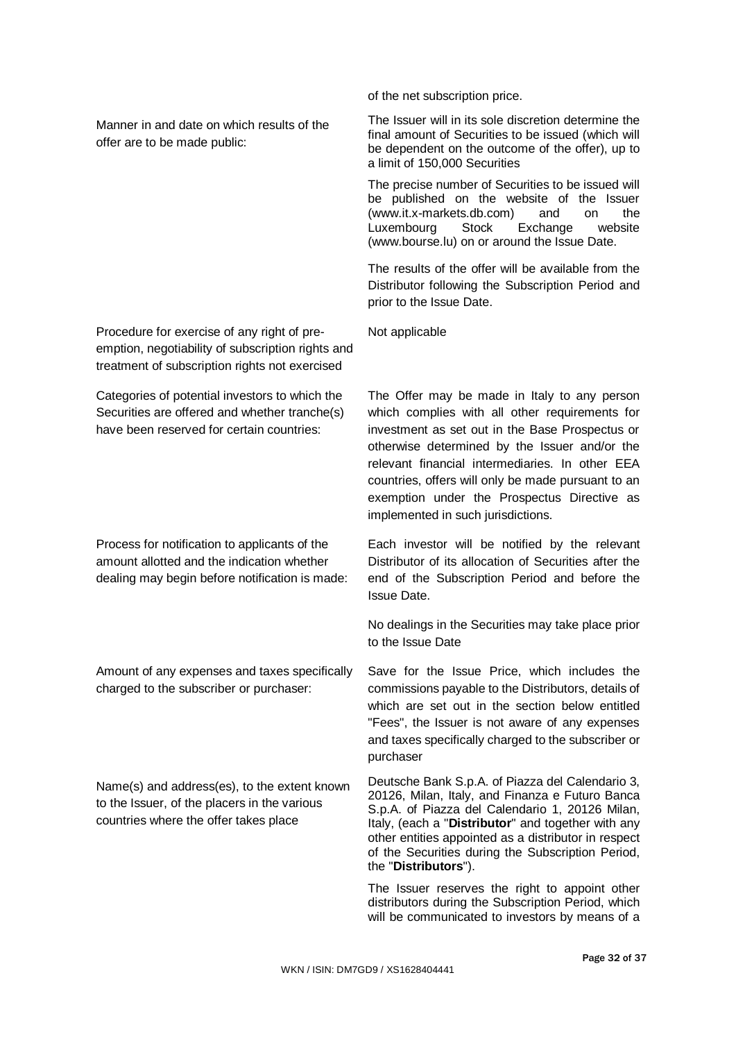| | |
|---|---|
| | of the net subscription price. |
| Manner in and date on which results of the offer are to be made public: | The Issuer will in its sole discretion determine the final amount of Securities to be issued (which will be dependent on the outcome of the offer), up to a limit of 150,000 Securities<br><br>The precise number of Securities to be issued will be published on the website of the Issuer (www.it.x-markets.db.com) and on the Luxembourg Stock Exchange website (www.bourse.lu) on or around the Issue Date.<br><br>The results of the offer will be available from the Distributor following the Subscription Period and prior to the Issue Date. |
| Procedure for exercise of any right of pre-emption, negotiability of subscription rights and treatment of subscription rights not exercised | Not applicable |
| Categories of potential investors to which the Securities are offered and whether tranche(s) have been reserved for certain countries: | The Offer may be made in Italy to any person which complies with all other requirements for investment as set out in the Base Prospectus or otherwise determined by the Issuer and/or the relevant financial intermediaries. In other EEA countries, offers will only be made pursuant to an exemption under the Prospectus Directive as implemented in such jurisdictions. |
| Process for notification to applicants of the amount allotted and the indication whether dealing may begin before notification is made: | Each investor will be notified by the relevant Distributor of its allocation of Securities after the end of the Subscription Period and before the Issue Date.<br><br>No dealings in the Securities may take place prior to the Issue Date |
| Amount of any expenses and taxes specifically charged to the subscriber or purchaser: | Save for the Issue Price, which includes the commissions payable to the Distributors, details of which are set out in the section below entitled "Fees", the Issuer is not aware of any expenses and taxes specifically charged to the subscriber or purchaser |
| Name(s) and address(es), to the extent known to the Issuer, of the placers in the various countries where the offer takes place | Deutsche Bank S.p.A. of Piazza del Calendario 3, 20126, Milan, Italy, and Finanza e Futuro Banca S.p.A. of Piazza del Calendario 1, 20126 Milan, Italy, (each a "**Distributor**" and together with any other entities appointed as a distributor in respect of the Securities during the Subscription Period, the "**Distributors**").<br><br>The Issuer reserves the right to appoint other distributors during the Subscription Period, which will be communicated to investors by means of a |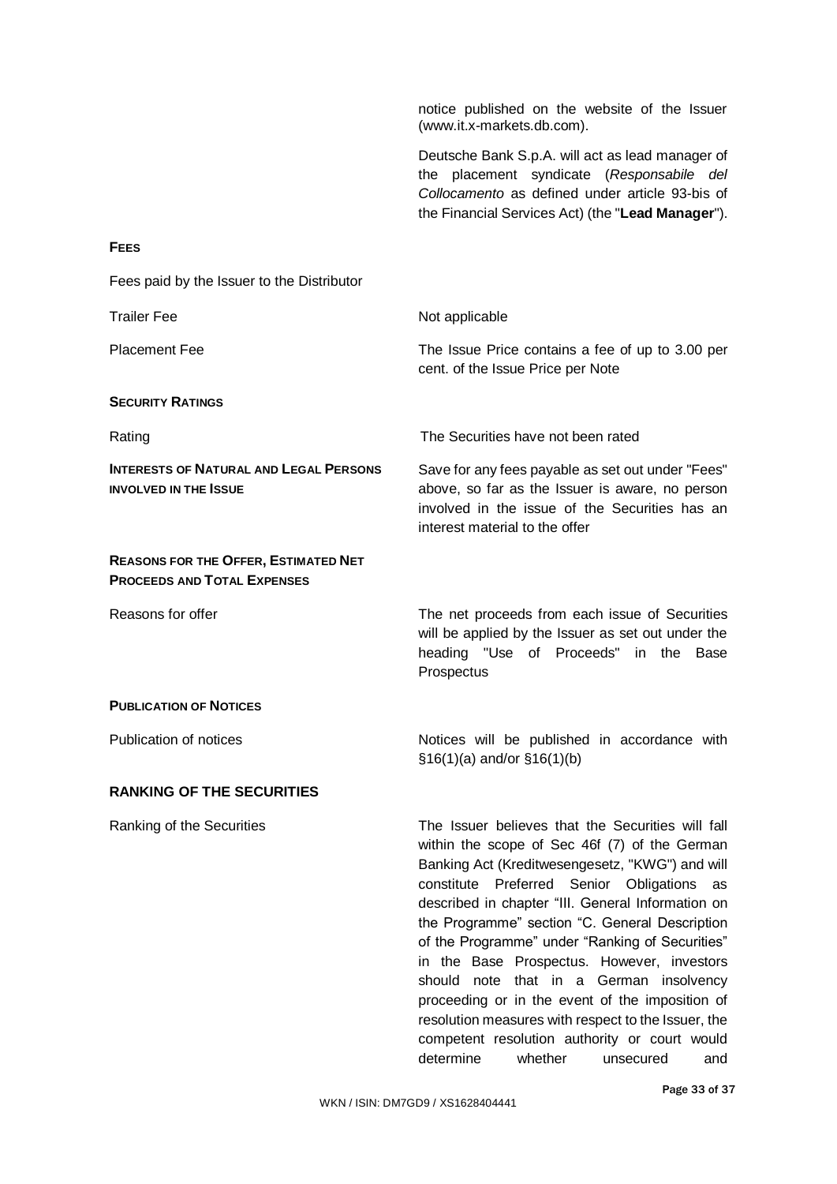| | |
|---|---|
| | notice published on the website of the Issuer (www.it.x-markets.db.com). |
| | Deutsche Bank S.p.A. will act as lead manager of the placement syndicate (*Responsabile del Collocamento* as defined under article 93-bis of the Financial Services Act) (the "**Lead Manager**"). |
| **FEES** | |
| Fees paid by the Issuer to the Distributor | |
| Trailer Fee | Not applicable |
| Placement Fee | The Issue Price contains a fee of up to 3.00 per cent. of the Issue Price per Note |
| **SECURITY RATINGS** | |
| Rating | The Securities have not been rated |
| **INTERESTS OF NATURAL AND LEGAL PERSONS INVOLVED IN THE ISSUE** | Save for any fees payable as set out under "Fees" above, so far as the Issuer is aware, no person involved in the issue of the Securities has an interest material to the offer |
| **REASONS FOR THE OFFER, ESTIMATED NET PROCEEDS AND TOTAL EXPENSES** | |
| Reasons for offer | The net proceeds from each issue of Securities will be applied by the Issuer as set out under the heading "Use of Proceeds" in the Base Prospectus |
| **PUBLICATION OF NOTICES** | |
| Publication of notices | Notices will be published in accordance with §16(1)(a) and/or §16(1)(b) |

## RANKING OF THE SECURITIES

| | |
|---|---|
| Ranking of the Securities | The Issuer believes that the Securities will fall within the scope of Sec 46f (7) of the German Banking Act (Kreditwesengesetz, "KWG") and will constitute Preferred Senior Obligations as described in chapter "III. General Information on the Programme" section "C. General Description of the Programme" under "Ranking of Securities" in the Base Prospectus. However, investors should note that in a German insolvency proceeding or in the event of the imposition of resolution measures with respect to the Issuer, the competent resolution authority or court would determine whether unsecured and |

WKN / ISIN: DM7GD9 / XS1628404441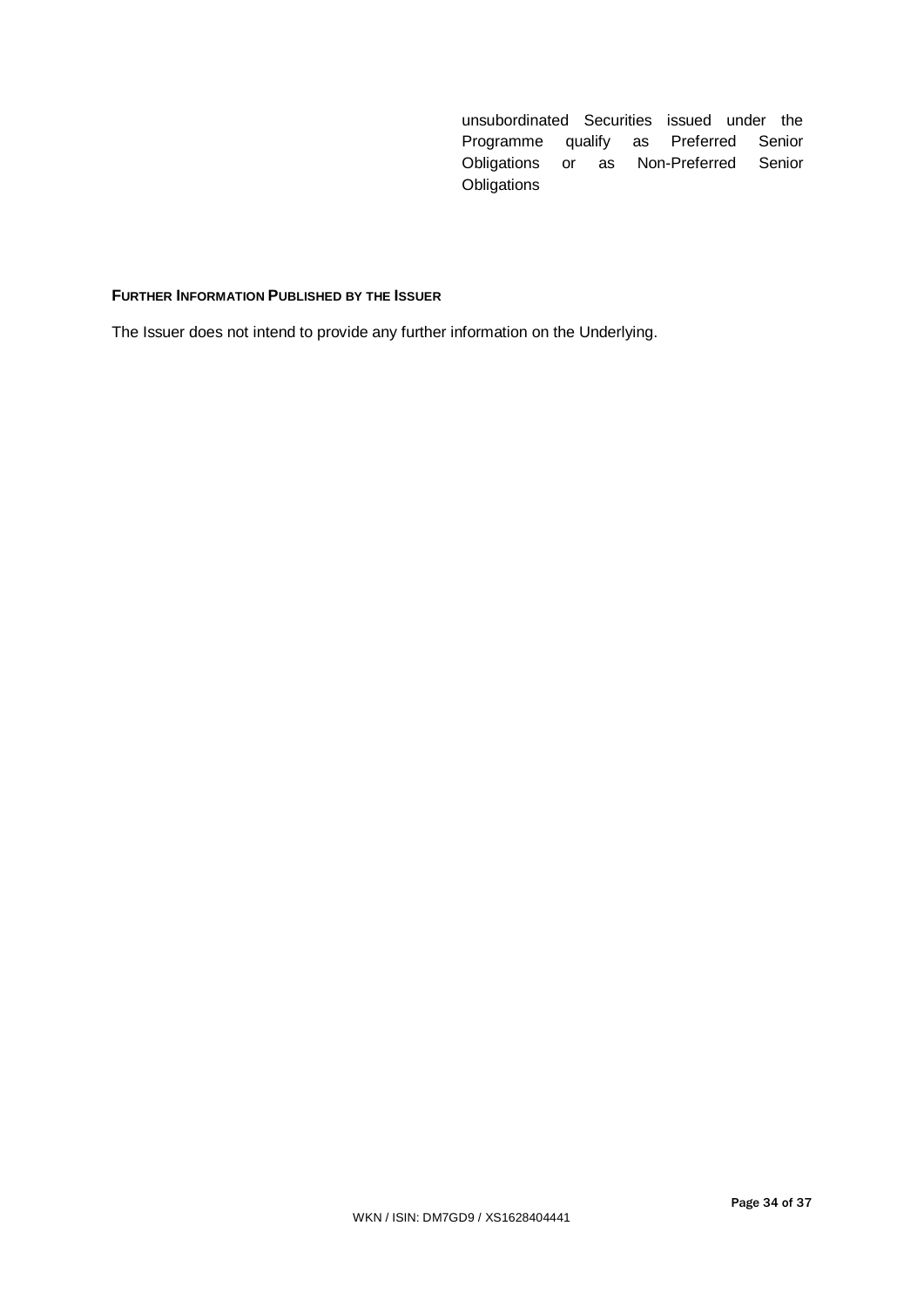unsubordinated Securities issued under the Programme qualify as Preferred Senior Obligations or as Non-Preferred Senior Obligations

**FURTHER INFORMATION PUBLISHED BY THE ISSUER**

The Issuer does not intend to provide any further information on the Underlying.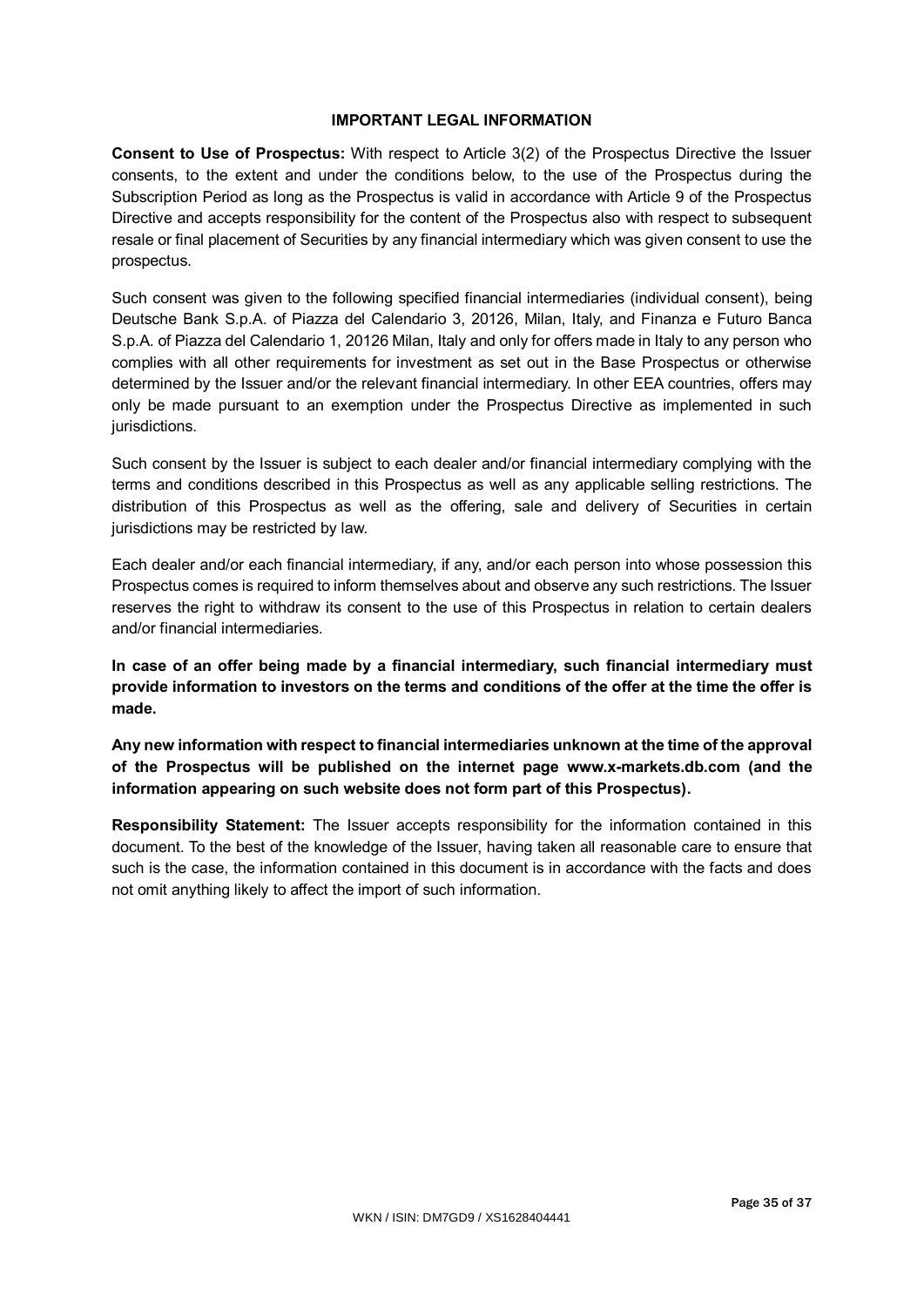## IMPORTANT LEGAL INFORMATION

**Consent to Use of Prospectus:** With respect to Article 3(2) of the Prospectus Directive the Issuer consents, to the extent and under the conditions below, to the use of the Prospectus during the Subscription Period as long as the Prospectus is valid in accordance with Article 9 of the Prospectus Directive and accepts responsibility for the content of the Prospectus also with respect to subsequent resale or final placement of Securities by any financial intermediary which was given consent to use the prospectus.

Such consent was given to the following specified financial intermediaries (individual consent), being Deutsche Bank S.p.A. of Piazza del Calendario 3, 20126, Milan, Italy, and Finanza e Futuro Banca S.p.A. of Piazza del Calendario 1, 20126 Milan, Italy and only for offers made in Italy to any person who complies with all other requirements for investment as set out in the Base Prospectus or otherwise determined by the Issuer and/or the relevant financial intermediary. In other EEA countries, offers may only be made pursuant to an exemption under the Prospectus Directive as implemented in such jurisdictions.

Such consent by the Issuer is subject to each dealer and/or financial intermediary complying with the terms and conditions described in this Prospectus as well as any applicable selling restrictions. The distribution of this Prospectus as well as the offering, sale and delivery of Securities in certain jurisdictions may be restricted by law.

Each dealer and/or each financial intermediary, if any, and/or each person into whose possession this Prospectus comes is required to inform themselves about and observe any such restrictions. The Issuer reserves the right to withdraw its consent to the use of this Prospectus in relation to certain dealers and/or financial intermediaries.

**In case of an offer being made by a financial intermediary, such financial intermediary must provide information to investors on the terms and conditions of the offer at the time the offer is made.**

**Any new information with respect to financial intermediaries unknown at the time of the approval of the Prospectus will be published on the internet page www.x-markets.db.com (and the information appearing on such website does not form part of this Prospectus).**

**Responsibility Statement:** The Issuer accepts responsibility for the information contained in this document. To the best of the knowledge of the Issuer, having taken all reasonable care to ensure that such is the case, the information contained in this document is in accordance with the facts and does not omit anything likely to affect the import of such information.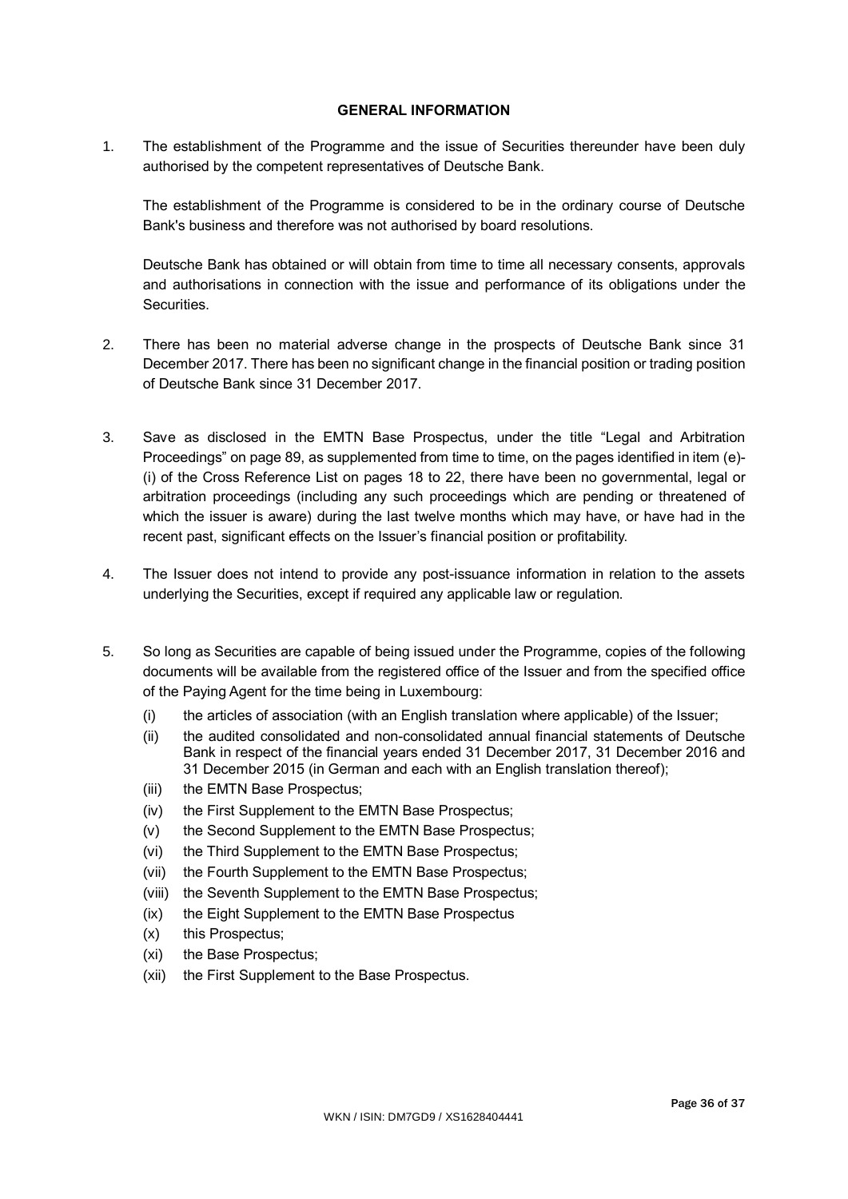## GENERAL INFORMATION

1. The establishment of the Programme and the issue of Securities thereunder have been duly authorised by the competent representatives of Deutsche Bank.

   The establishment of the Programme is considered to be in the ordinary course of Deutsche Bank's business and therefore was not authorised by board resolutions.

   Deutsche Bank has obtained or will obtain from time to time all necessary consents, approvals and authorisations in connection with the issue and performance of its obligations under the Securities.

2. There has been no material adverse change in the prospects of Deutsche Bank since 31 December 2017. There has been no significant change in the financial position or trading position of Deutsche Bank since 31 December 2017.

3. Save as disclosed in the EMTN Base Prospectus, under the title "Legal and Arbitration Proceedings" on page 89, as supplemented from time to time, on the pages identified in item (e)-(i) of the Cross Reference List on pages 18 to 22, there have been no governmental, legal or arbitration proceedings (including any such proceedings which are pending or threatened of which the issuer is aware) during the last twelve months which may have, or have had in the recent past, significant effects on the Issuer's financial position or profitability.

4. The Issuer does not intend to provide any post-issuance information in relation to the assets underlying the Securities, except if required any applicable law or regulation.

5. So long as Securities are capable of being issued under the Programme, copies of the following documents will be available from the registered office of the Issuer and from the specified office of the Paying Agent for the time being in Luxembourg:

   (i) the articles of association (with an English translation where applicable) of the Issuer;

   (ii) the audited consolidated and non-consolidated annual financial statements of Deutsche Bank in respect of the financial years ended 31 December 2017, 31 December 2016 and 31 December 2015 (in German and each with an English translation thereof);

   (iii) the EMTN Base Prospectus;

   (iv) the First Supplement to the EMTN Base Prospectus;

   (v) the Second Supplement to the EMTN Base Prospectus;

   (vi) the Third Supplement to the EMTN Base Prospectus;

   (vii) the Fourth Supplement to the EMTN Base Prospectus;

   (viii) the Seventh Supplement to the EMTN Base Prospectus;

   (ix) the Eight Supplement to the EMTN Base Prospectus

   (x) this Prospectus;

   (xi) the Base Prospectus;

   (xii) the First Supplement to the Base Prospectus.

WKN / ISIN: DM7GD9 / XS1628404441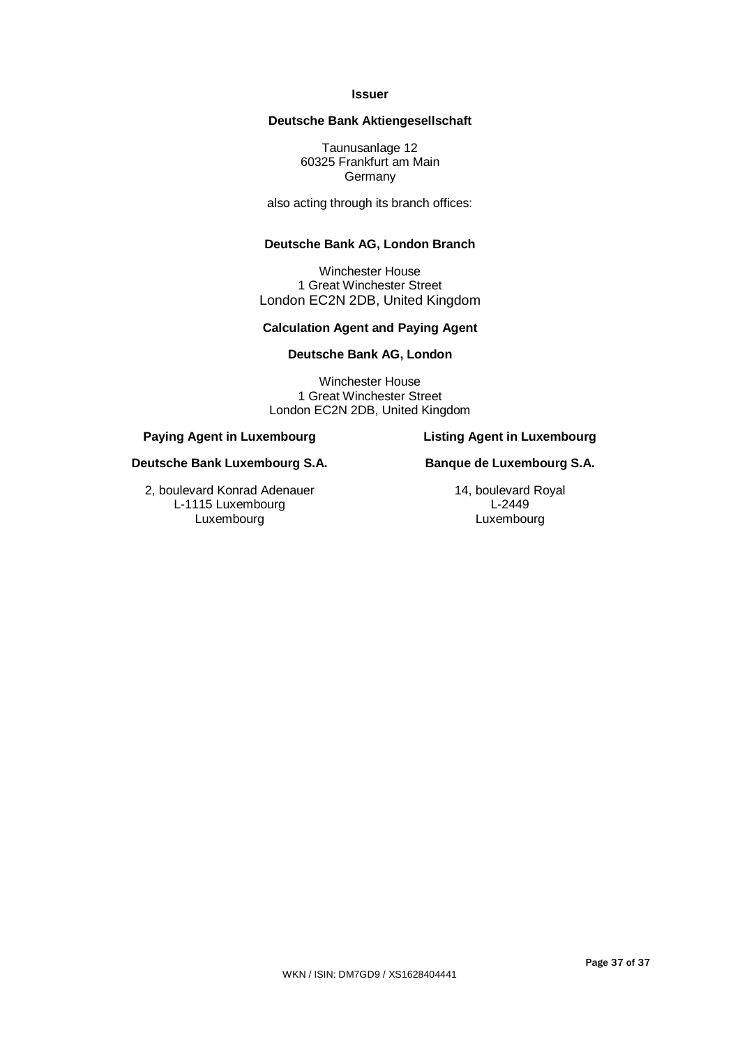**Issuer**

**Deutsche Bank Aktiengesellschaft**

Taunusanlage 12
60325 Frankfurt am Main
Germany

also acting through its branch offices:

**Deutsche Bank AG, London Branch**

Winchester House
1 Great Winchester Street
London EC2N 2DB, United Kingdom

**Calculation Agent and Paying Agent**

**Deutsche Bank AG, London**

Winchester House
1 Great Winchester Street
London EC2N 2DB, United Kingdom

**Paying Agent in Luxembourg**

**Deutsche Bank Luxembourg S.A.**

2, boulevard Konrad Adenauer
L-1115 Luxembourg
Luxembourg

**Listing Agent in Luxembourg**

**Banque de Luxembourg S.A.**

14, boulevard Royal
L-2449
Luxembourg